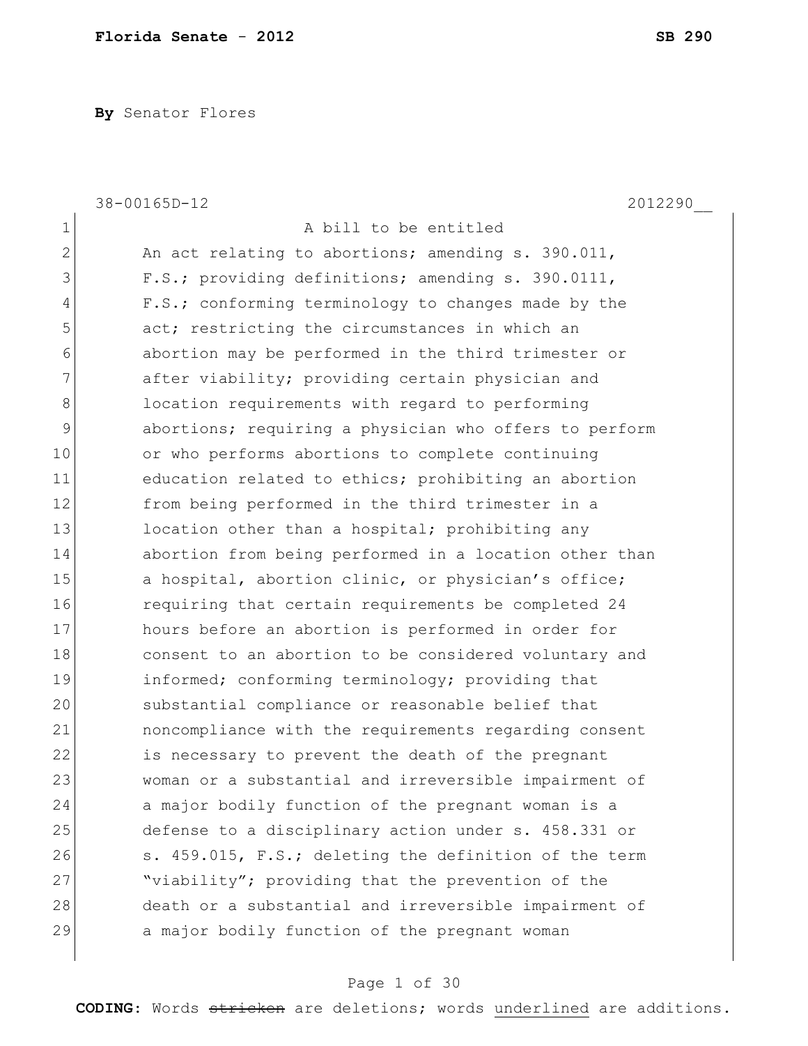**Florida Senate - 2012** **SB 290**

**By** Senator Flores

38-00165D-12 2012290__

1 A bill to be entitled
2 An act relating to abortions; amending s. 390.011,
3 F.S.; providing definitions; amending s. 390.0111,
4 F.S.; conforming terminology to changes made by the
5 act; restricting the circumstances in which an
6 abortion may be performed in the third trimester or
7 after viability; providing certain physician and
8 location requirements with regard to performing
9 abortions; requiring a physician who offers to perform
10 or who performs abortions to complete continuing
11 education related to ethics; prohibiting an abortion
12 from being performed in the third trimester in a
13 location other than a hospital; prohibiting any
14 abortion from being performed in a location other than
15 a hospital, abortion clinic, or physician's office;
16 requiring that certain requirements be completed 24
17 hours before an abortion is performed in order for
18 consent to an abortion to be considered voluntary and
19 informed; conforming terminology; providing that
20 substantial compliance or reasonable belief that
21 noncompliance with the requirements regarding consent
22 is necessary to prevent the death of the pregnant
23 woman or a substantial and irreversible impairment of
24 a major bodily function of the pregnant woman is a
25 defense to a disciplinary action under s. 458.331 or
26 s. 459.015, F.S.; deleting the definition of the term
27 "viability"; providing that the prevention of the
28 death or a substantial and irreversible impairment of
29 a major bodily function of the pregnant woman

**CODING:** Words ~~stricken~~ are deletions; words underlined are additions.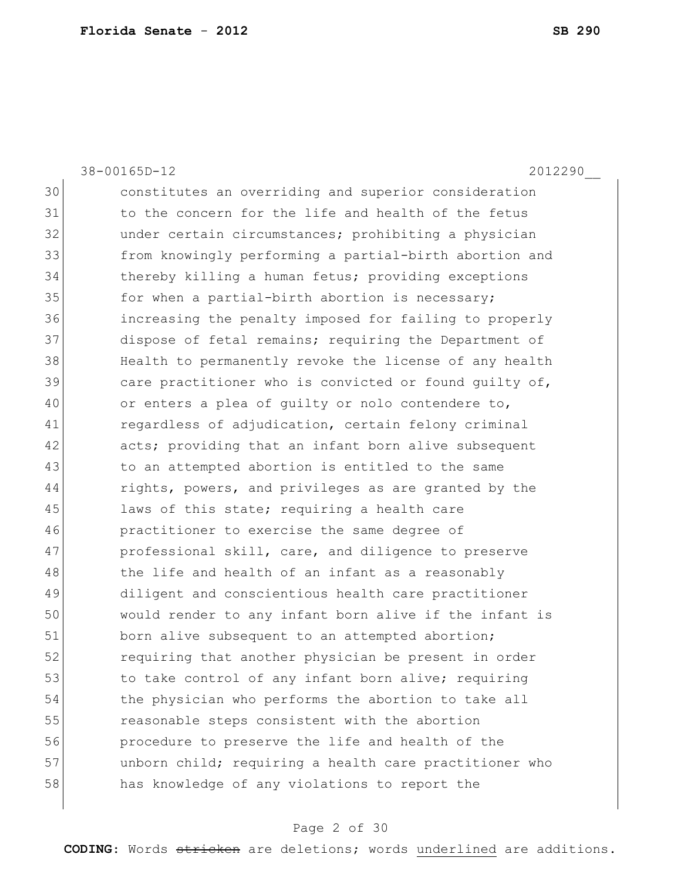constitutes an overriding and superior consideration to the concern for the life and health of the fetus under certain circumstances; prohibiting a physician from knowingly performing a partial-birth abortion and thereby killing a human fetus; providing exceptions for when a partial-birth abortion is necessary; increasing the penalty imposed for failing to properly dispose of fetal remains; requiring the Department of Health to permanently revoke the license of any health care practitioner who is convicted or found guilty of, or enters a plea of guilty or nolo contendere to, regardless of adjudication, certain felony criminal acts; providing that an infant born alive subsequent to an attempted abortion is entitled to the same rights, powers, and privileges as are granted by the laws of this state; requiring a health care practitioner to exercise the same degree of professional skill, care, and diligence to preserve the life and health of an infant as a reasonably diligent and conscientious health care practitioner would render to any infant born alive if the infant is born alive subsequent to an attempted abortion; requiring that another physician be present in order to take control of any infant born alive; requiring the physician who performs the abortion to take all reasonable steps consistent with the abortion procedure to preserve the life and health of the unborn child; requiring a health care practitioner who has knowledge of any violations to report the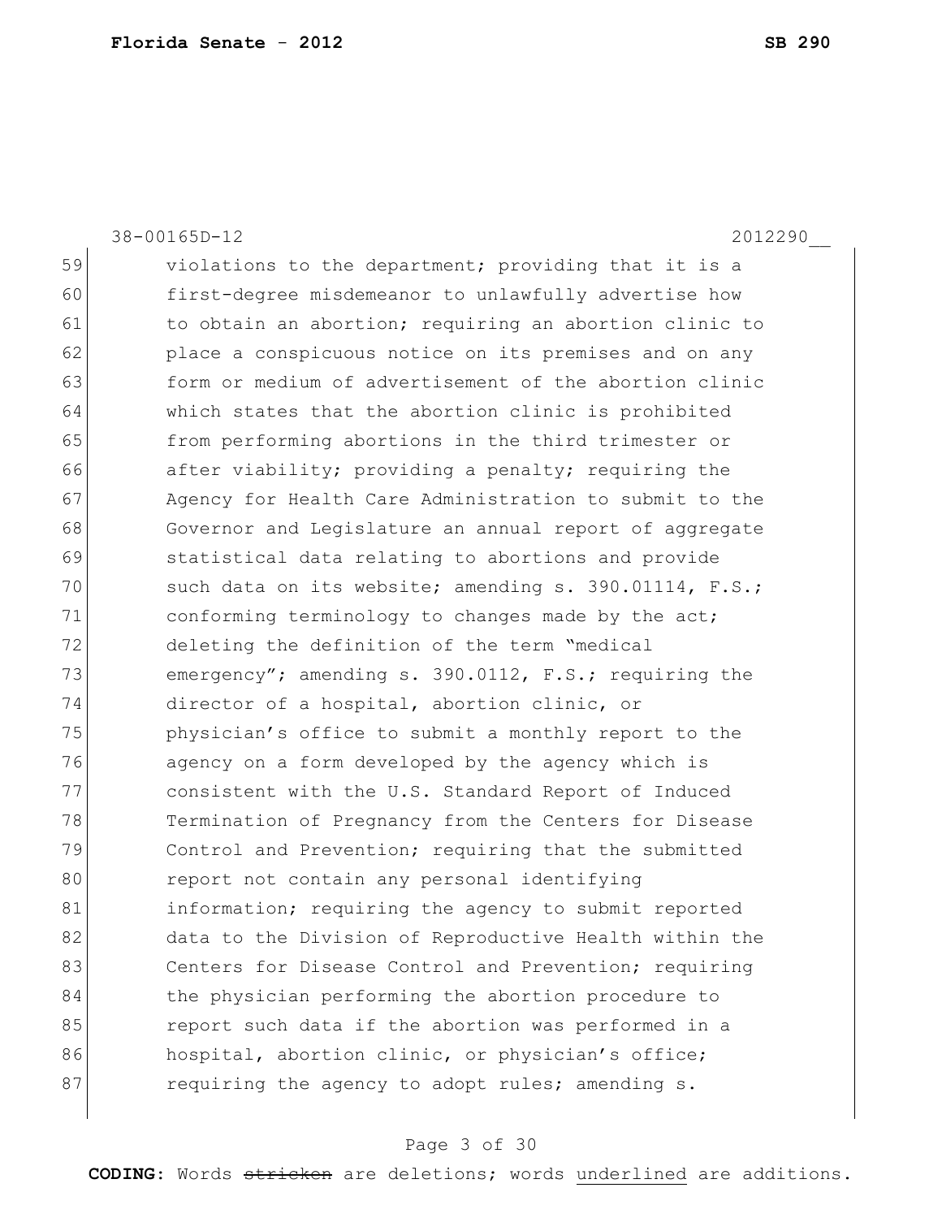59 violations to the department; providing that it is a
60 first-degree misdemeanor to unlawfully advertise how
61 to obtain an abortion; requiring an abortion clinic to
62 place a conspicuous notice on its premises and on any
63 form or medium of advertisement of the abortion clinic
64 which states that the abortion clinic is prohibited
65 from performing abortions in the third trimester or
66 after viability; providing a penalty; requiring the
67 Agency for Health Care Administration to submit to the
68 Governor and Legislature an annual report of aggregate
69 statistical data relating to abortions and provide
70 such data on its website; amending s. 390.01114, F.S.;
71 conforming terminology to changes made by the act;
72 deleting the definition of the term "medical
73 emergency"; amending s. 390.0112, F.S.; requiring the
74 director of a hospital, abortion clinic, or
75 physician's office to submit a monthly report to the
76 agency on a form developed by the agency which is
77 consistent with the U.S. Standard Report of Induced
78 Termination of Pregnancy from the Centers for Disease
79 Control and Prevention; requiring that the submitted
80 report not contain any personal identifying
81 information; requiring the agency to submit reported
82 data to the Division of Reproductive Health within the
83 Centers for Disease Control and Prevention; requiring
84 the physician performing the abortion procedure to
85 report such data if the abortion was performed in a
86 hospital, abortion clinic, or physician's office;
87 requiring the agency to adopt rules; amending s.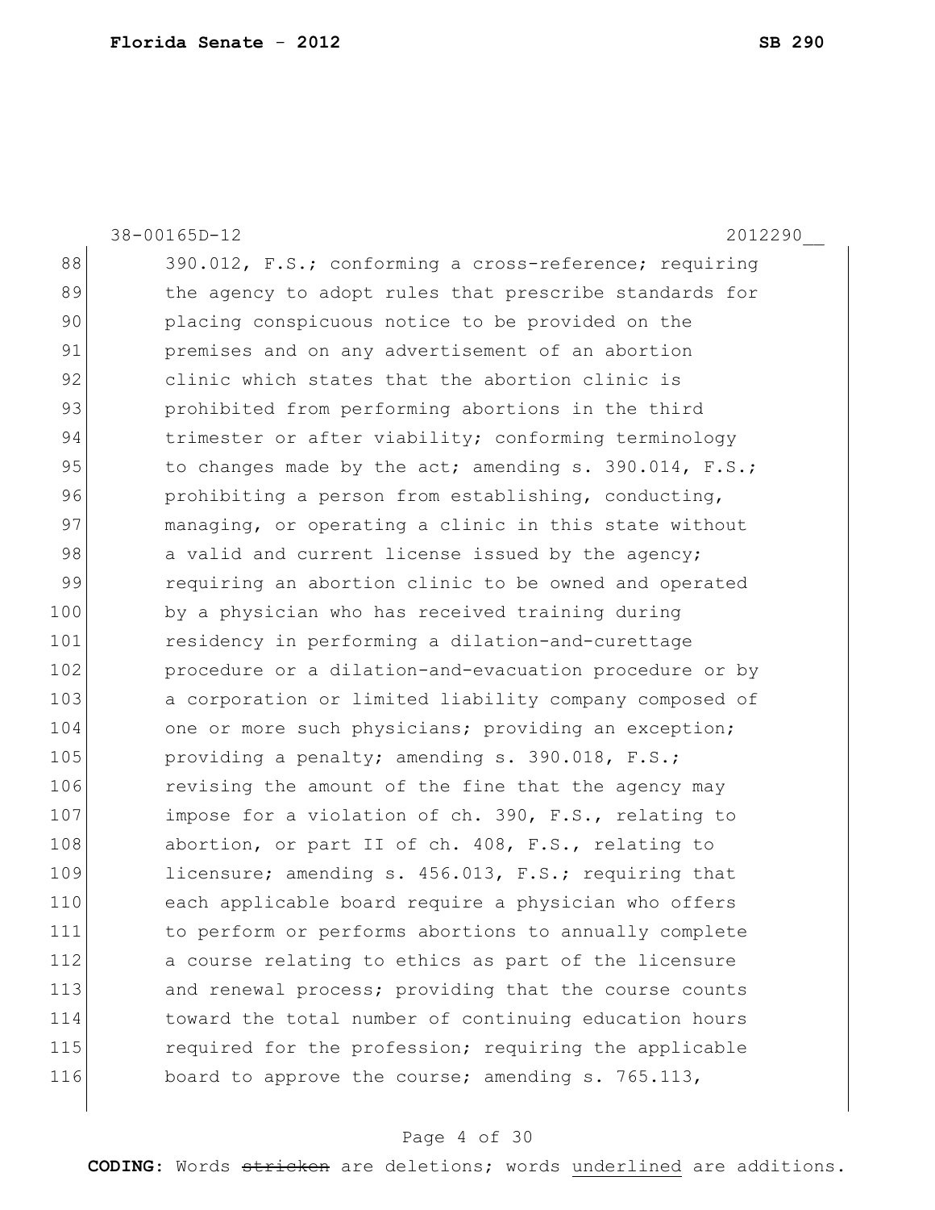38-00165D-12 2012290__

88 390.012, F.S.; conforming a cross-reference; requiring
89 the agency to adopt rules that prescribe standards for
90 placing conspicuous notice to be provided on the
91 premises and on any advertisement of an abortion
92 clinic which states that the abortion clinic is
93 prohibited from performing abortions in the third
94 trimester or after viability; conforming terminology
95 to changes made by the act; amending s. 390.014, F.S.;
96 prohibiting a person from establishing, conducting,
97 managing, or operating a clinic in this state without
98 a valid and current license issued by the agency;
99 requiring an abortion clinic to be owned and operated
100 by a physician who has received training during
101 residency in performing a dilation-and-curettage
102 procedure or a dilation-and-evacuation procedure or by
103 a corporation or limited liability company composed of
104 one or more such physicians; providing an exception;
105 providing a penalty; amending s. 390.018, F.S.;
106 revising the amount of the fine that the agency may
107 impose for a violation of ch. 390, F.S., relating to
108 abortion, or part II of ch. 408, F.S., relating to
109 licensure; amending s. 456.013, F.S.; requiring that
110 each applicable board require a physician who offers
111 to perform or performs abortions to annually complete
112 a course relating to ethics as part of the licensure
113 and renewal process; providing that the course counts
114 toward the total number of continuing education hours
115 required for the profession; requiring the applicable
116 board to approve the course; amending s. 765.113,

**CODING:** Words ~~stricken~~ are deletions; words underlined are additions.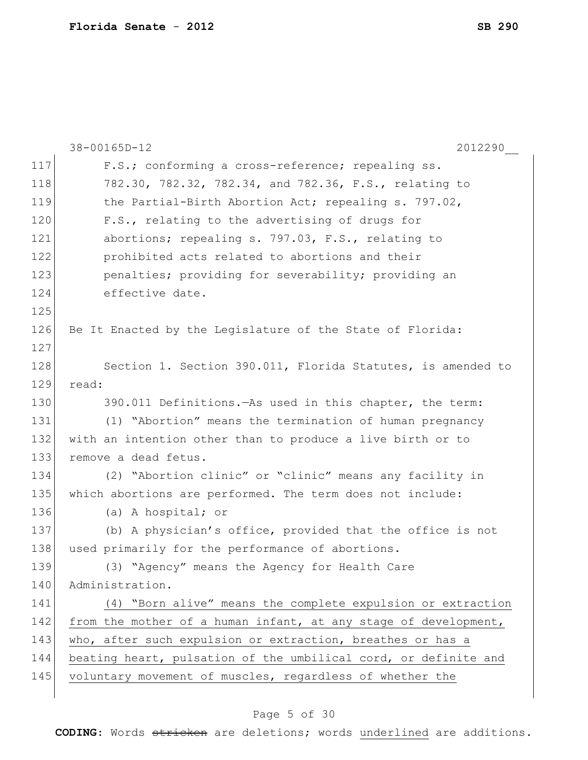F.S.; conforming a cross-reference; repealing ss. 782.30, 782.32, 782.34, and 782.36, F.S., relating to the Partial-Birth Abortion Act; repealing s. 797.02, F.S., relating to the advertising of drugs for abortions; repealing s. 797.03, F.S., relating to prohibited acts related to abortions and their penalties; providing for severability; providing an effective date.

Be It Enacted by the Legislature of the State of Florida:

Section 1. Section 390.011, Florida Statutes, is amended to read:

390.011 Definitions.—As used in this chapter, the term:

(1) "Abortion" means the termination of human pregnancy with an intention other than to produce a live birth or to remove a dead fetus.

(2) "Abortion clinic" or "clinic" means any facility in which abortions are performed. The term does not include:

(a) A hospital; or

(b) A physician's office, provided that the office is not used primarily for the performance of abortions.

(3) "Agency" means the Agency for Health Care Administration.

<u>(4) "Born alive" means the complete expulsion or extraction from the mother of a human infant, at any stage of development, who, after such expulsion or extraction, breathes or has a beating heart, pulsation of the umbilical cord, or definite and voluntary movement of muscles, regardless of whether the</u>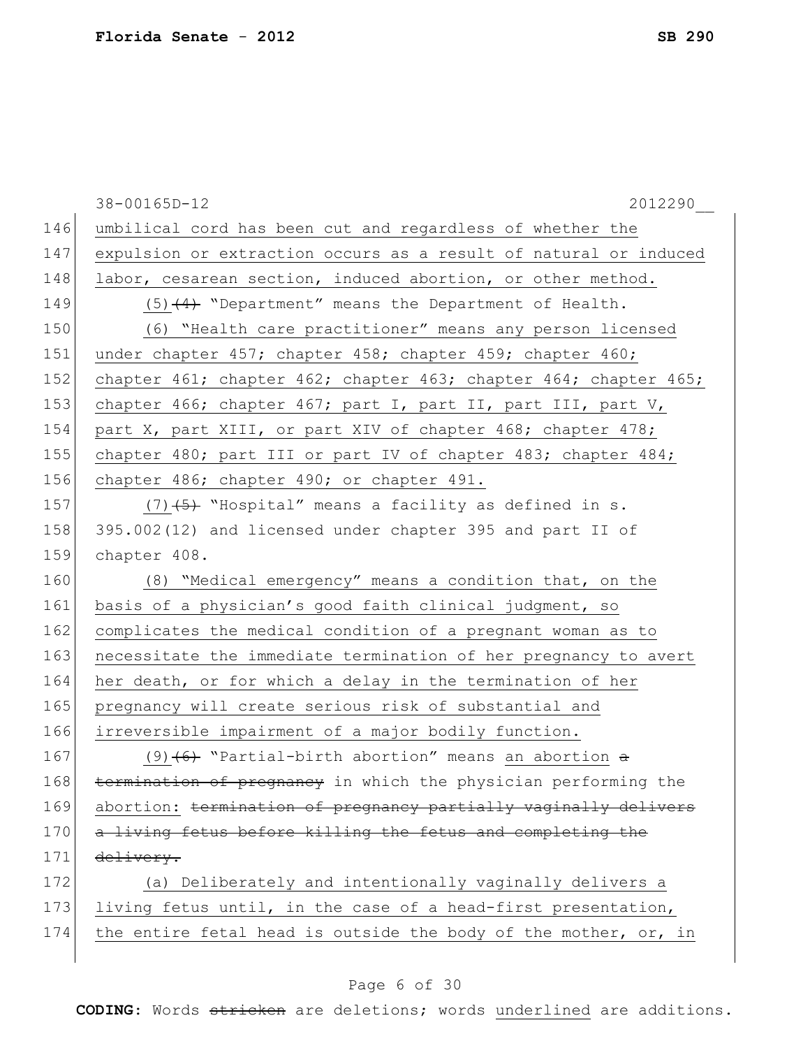umbilical cord has been cut and regardless of whether the expulsion or extraction occurs as a result of natural or induced labor, cesarean section, induced abortion, or other method.

(5)~~(4)~~ "Department" means the Department of Health.

(6) "Health care practitioner" means any person licensed under chapter 457; chapter 458; chapter 459; chapter 460; chapter 461; chapter 462; chapter 463; chapter 464; chapter 465; chapter 466; chapter 467; part I, part II, part III, part V, part X, part XIII, or part XIV of chapter 468; chapter 478; chapter 480; part III or part IV of chapter 483; chapter 484; chapter 486; chapter 490; or chapter 491.

(7)~~(5)~~ "Hospital" means a facility as defined in s. 395.002(12) and licensed under chapter 395 and part II of chapter 408.

(8) "Medical emergency" means a condition that, on the basis of a physician's good faith clinical judgment, so complicates the medical condition of a pregnant woman as to necessitate the immediate termination of her pregnancy to avert her death, or for which a delay in the termination of her pregnancy will create serious risk of substantial and irreversible impairment of a major bodily function.

(9)~~(6)~~ "Partial-birth abortion" means an abortion ~~a termination of pregnancy~~ in which the physician performing the abortion: ~~termination of pregnancy partially vaginally delivers a living fetus before killing the fetus and completing the delivery.~~

(a) Deliberately and intentionally vaginally delivers a living fetus until, in the case of a head-first presentation, the entire fetal head is outside the body of the mother, or, in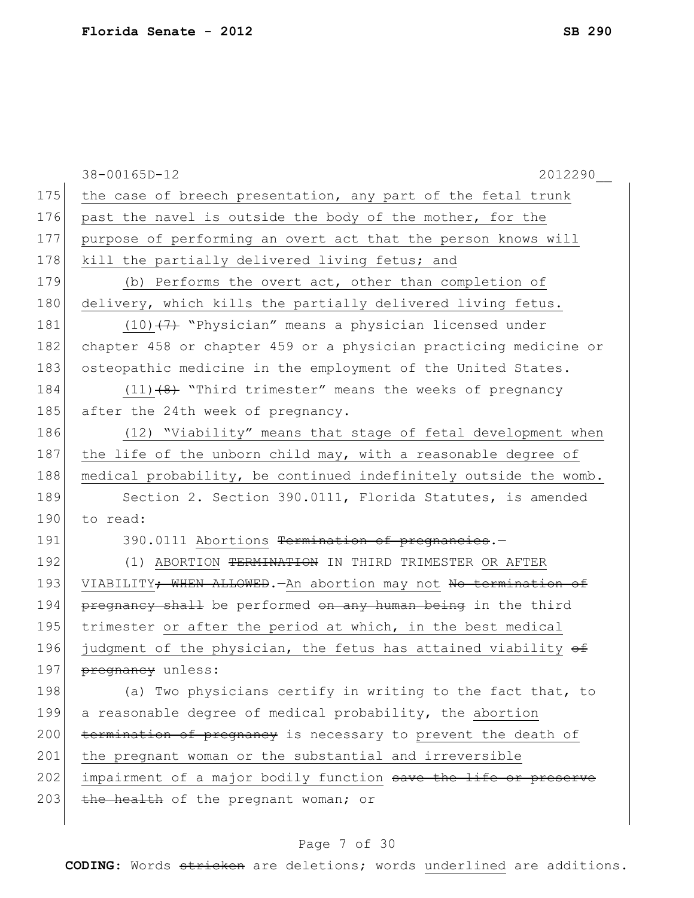38-00165D-12 2012290__

175 the case of breech presentation, any part of the fetal trunk
176 past the navel is outside the body of the mother, for the
177 purpose of performing an overt act that the person knows will
178 kill the partially delivered living fetus; and
179 (b) Performs the overt act, other than completion of
180 delivery, which kills the partially delivered living fetus.
181 (10)~~(7)~~ "Physician" means a physician licensed under
182 chapter 458 or chapter 459 or a physician practicing medicine or
183 osteopathic medicine in the employment of the United States.
184 (11)~~(8)~~ "Third trimester" means the weeks of pregnancy
185 after the 24th week of pregnancy.
186 (12) "Viability" means that stage of fetal development when
187 the life of the unborn child may, with a reasonable degree of
188 medical probability, be continued indefinitely outside the womb.
189 Section 2. Section 390.0111, Florida Statutes, is amended
190 to read:
191 390.0111 Abortions ~~Termination of pregnancies~~.—
192 (1) ABORTION ~~TERMINATION~~ IN THIRD TRIMESTER OR AFTER
193 VIABILITY~~; WHEN ALLOWED~~.—An abortion may not ~~No termination of~~
194 ~~pregnancy shall~~ be performed ~~on any human being~~ in the third
195 trimester or after the period at which, in the best medical
196 judgment of the physician, the fetus has attained viability ~~of~~
197 ~~pregnancy~~ unless:
198 (a) Two physicians certify in writing to the fact that, to
199 a reasonable degree of medical probability, the abortion
200 ~~termination of pregnancy~~ is necessary to prevent the death of
201 the pregnant woman or the substantial and irreversible
202 impairment of a major bodily function ~~save the life or preserve~~
203 ~~the health~~ of the pregnant woman; or

**CODING:** Words ~~stricken~~ are deletions; words underlined are additions.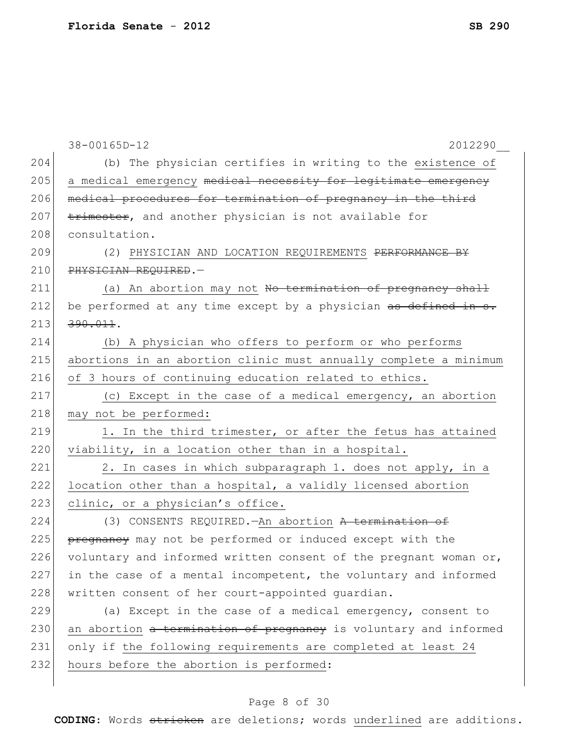38-00165D-12 2012290__

204 (b) The physician certifies in writing to the existence of
205 a medical emergency ~~medical necessity for legitimate emergency~~
206 ~~medical procedures for termination of pregnancy in the third~~
207 ~~trimester~~, and another physician is not available for
208 consultation.

209 (2) PHYSICIAN AND LOCATION REQUIREMENTS ~~PERFORMANCE BY~~
210 ~~PHYSICIAN REQUIRED~~.—

211 (a) An abortion may not ~~No termination of pregnancy shall~~
212 be performed at any time except by a physician ~~as defined in s.~~
213 ~~390.011~~.

214 (b) A physician who offers to perform or who performs
215 abortions in an abortion clinic must annually complete a minimum
216 of 3 hours of continuing education related to ethics.

217 (c) Except in the case of a medical emergency, an abortion
218 may not be performed:

219 1. In the third trimester, or after the fetus has attained
220 viability, in a location other than in a hospital.

221 2. In cases in which subparagraph 1. does not apply, in a
222 location other than a hospital, a validly licensed abortion
223 clinic, or a physician's office.

224 (3) CONSENTS REQUIRED.—An abortion ~~A termination of~~
225 ~~pregnancy~~ may not be performed or induced except with the
226 voluntary and informed written consent of the pregnant woman or,
227 in the case of a mental incompetent, the voluntary and informed
228 written consent of her court-appointed guardian.

229 (a) Except in the case of a medical emergency, consent to
230 an abortion ~~a termination of pregnancy~~ is voluntary and informed
231 only if the following requirements are completed at least 24
232 hours before the abortion is performed:

CODING: Words ~~stricken~~ are deletions; words underlined are additions.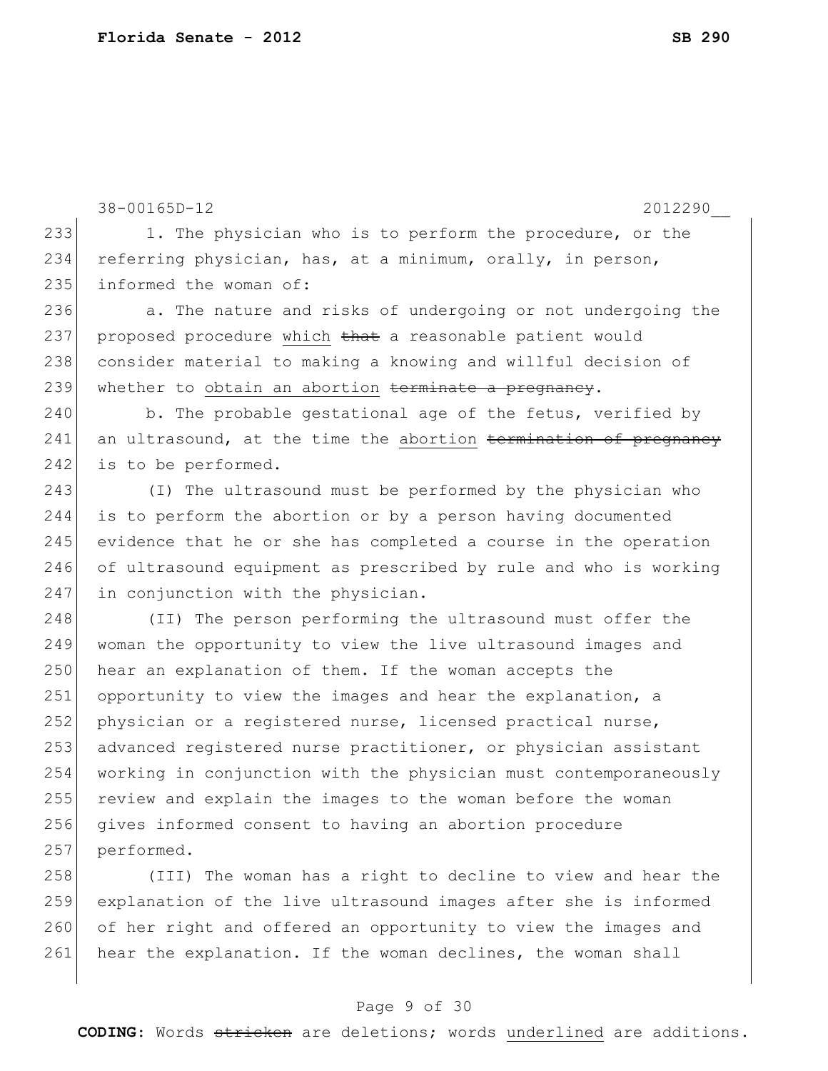1. The physician who is to perform the procedure, or the referring physician, has, at a minimum, orally, in person, informed the woman of:

a. The nature and risks of undergoing or not undergoing the proposed procedure <u>which</u> ~~that~~ a reasonable patient would consider material to making a knowing and willful decision of whether to <u>obtain an abortion</u> ~~terminate a pregnancy~~.

b. The probable gestational age of the fetus, verified by an ultrasound, at the time the <u>abortion</u> ~~termination of pregnancy~~ is to be performed.

(I) The ultrasound must be performed by the physician who is to perform the abortion or by a person having documented evidence that he or she has completed a course in the operation of ultrasound equipment as prescribed by rule and who is working in conjunction with the physician.

(II) The person performing the ultrasound must offer the woman the opportunity to view the live ultrasound images and hear an explanation of them. If the woman accepts the opportunity to view the images and hear the explanation, a physician or a registered nurse, licensed practical nurse, advanced registered nurse practitioner, or physician assistant working in conjunction with the physician must contemporaneously review and explain the images to the woman before the woman gives informed consent to having an abortion procedure performed.

(III) The woman has a right to decline to view and hear the explanation of the live ultrasound images after she is informed of her right and offered an opportunity to view the images and hear the explanation. If the woman declines, the woman shall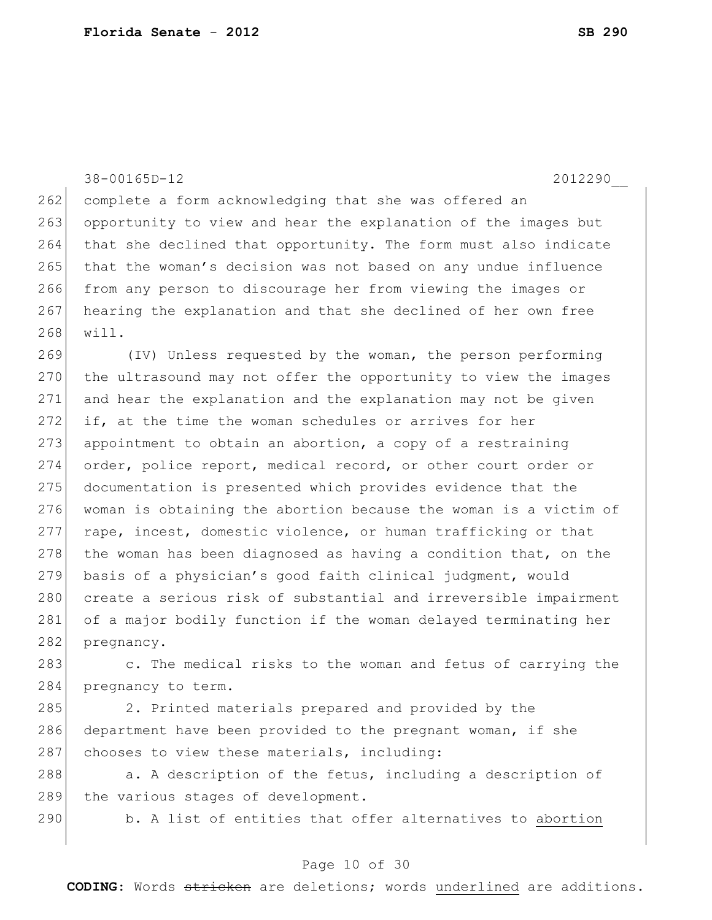complete a form acknowledging that she was offered an opportunity to view and hear the explanation of the images but that she declined that opportunity. The form must also indicate that the woman's decision was not based on any undue influence from any person to discourage her from viewing the images or hearing the explanation and that she declined of her own free will.

(IV) Unless requested by the woman, the person performing the ultrasound may not offer the opportunity to view the images and hear the explanation and the explanation may not be given if, at the time the woman schedules or arrives for her appointment to obtain an abortion, a copy of a restraining order, police report, medical record, or other court order or documentation is presented which provides evidence that the woman is obtaining the abortion because the woman is a victim of rape, incest, domestic violence, or human trafficking or that the woman has been diagnosed as having a condition that, on the basis of a physician's good faith clinical judgment, would create a serious risk of substantial and irreversible impairment of a major bodily function if the woman delayed terminating her pregnancy.

c. The medical risks to the woman and fetus of carrying the pregnancy to term.

2. Printed materials prepared and provided by the department have been provided to the pregnant woman, if she chooses to view these materials, including:

a. A description of the fetus, including a description of the various stages of development.

b. A list of entities that offer alternatives to <u>abortion</u>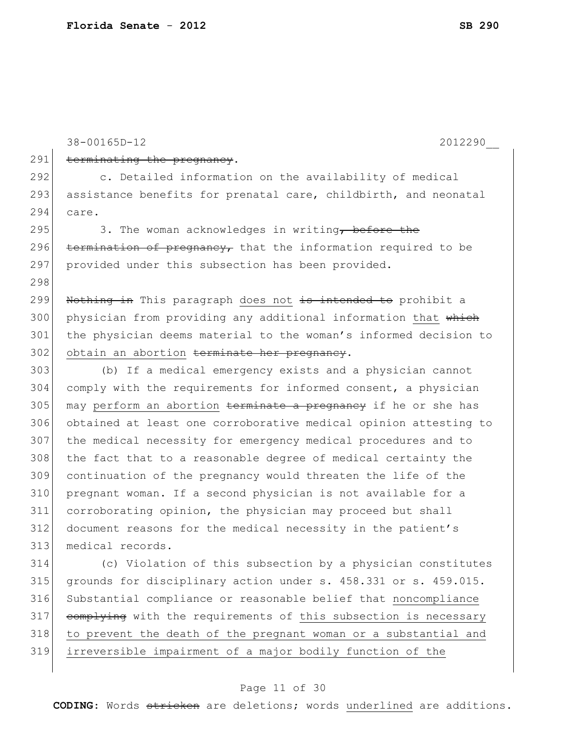~~terminating the pregnancy~~.

c. Detailed information on the availability of medical assistance benefits for prenatal care, childbirth, and neonatal care.

3. The woman acknowledges in writing~~, before the termination of pregnancy,~~ that the information required to be provided under this subsection has been provided.

~~Nothing in~~ This paragraph <u>does not</u> ~~is intended to~~ prohibit a physician from providing any additional information <u>that</u> ~~which~~ the physician deems material to the woman's informed decision to <u>obtain an abortion</u> ~~terminate her pregnancy~~.

(b) If a medical emergency exists and a physician cannot comply with the requirements for informed consent, a physician may <u>perform an abortion</u> ~~terminate a pregnancy~~ if he or she has obtained at least one corroborative medical opinion attesting to the medical necessity for emergency medical procedures and to the fact that to a reasonable degree of medical certainty the continuation of the pregnancy would threaten the life of the pregnant woman. If a second physician is not available for a corroborating opinion, the physician may proceed but shall document reasons for the medical necessity in the patient's medical records.

(c) Violation of this subsection by a physician constitutes grounds for disciplinary action under s. 458.331 or s. 459.015. Substantial compliance or reasonable belief that <u>noncompliance</u> ~~complying~~ with the requirements of <u>this subsection is necessary to prevent the death of the pregnant woman or a substantial and irreversible impairment of a major bodily function of the</u>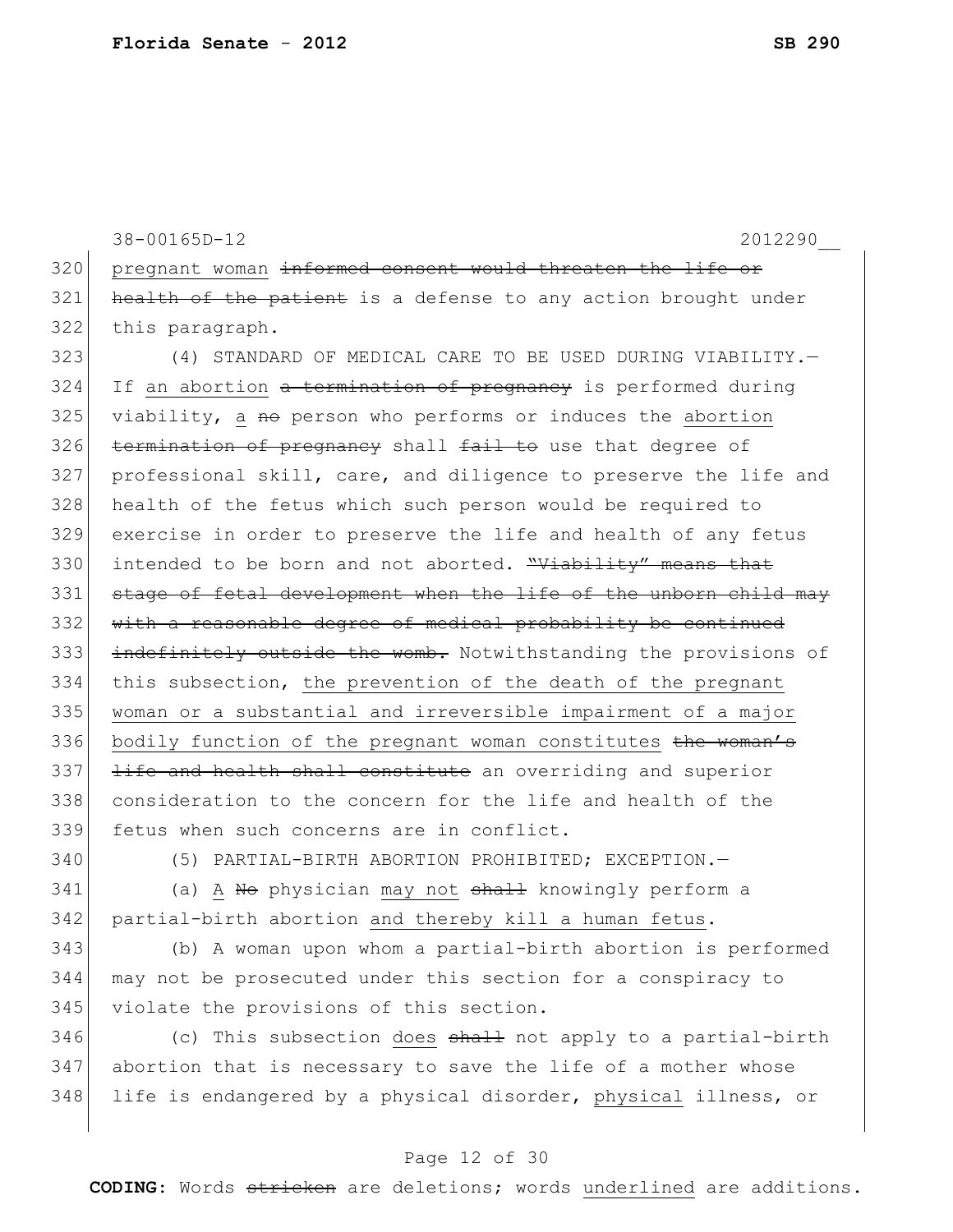pregnant woman ~~informed consent would threaten the life or health of the patient~~ is a defense to any action brought under this paragraph.

(4) STANDARD OF MEDICAL CARE TO BE USED DURING VIABILITY.—If an abortion ~~a termination of pregnancy~~ is performed during viability, a ~~no~~ person who performs or induces the abortion ~~termination of pregnancy~~ shall ~~fail to~~ use that degree of professional skill, care, and diligence to preserve the life and health of the fetus which such person would be required to exercise in order to preserve the life and health of any fetus intended to be born and not aborted. ~~"Viability" means that stage of fetal development when the life of the unborn child may with a reasonable degree of medical probability be continued indefinitely outside the womb.~~ Notwithstanding the provisions of this subsection, the prevention of the death of the pregnant woman or a substantial and irreversible impairment of a major bodily function of the pregnant woman constitutes ~~the woman's life and health shall constitute~~ an overriding and superior consideration to the concern for the life and health of the fetus when such concerns are in conflict.

(5) PARTIAL-BIRTH ABORTION PROHIBITED; EXCEPTION.—

(a) A ~~No~~ physician may not ~~shall~~ knowingly perform a partial-birth abortion and thereby kill a human fetus.

(b) A woman upon whom a partial-birth abortion is performed may not be prosecuted under this section for a conspiracy to violate the provisions of this section.

(c) This subsection does ~~shall~~ not apply to a partial-birth abortion that is necessary to save the life of a mother whose life is endangered by a physical disorder, physical illness, or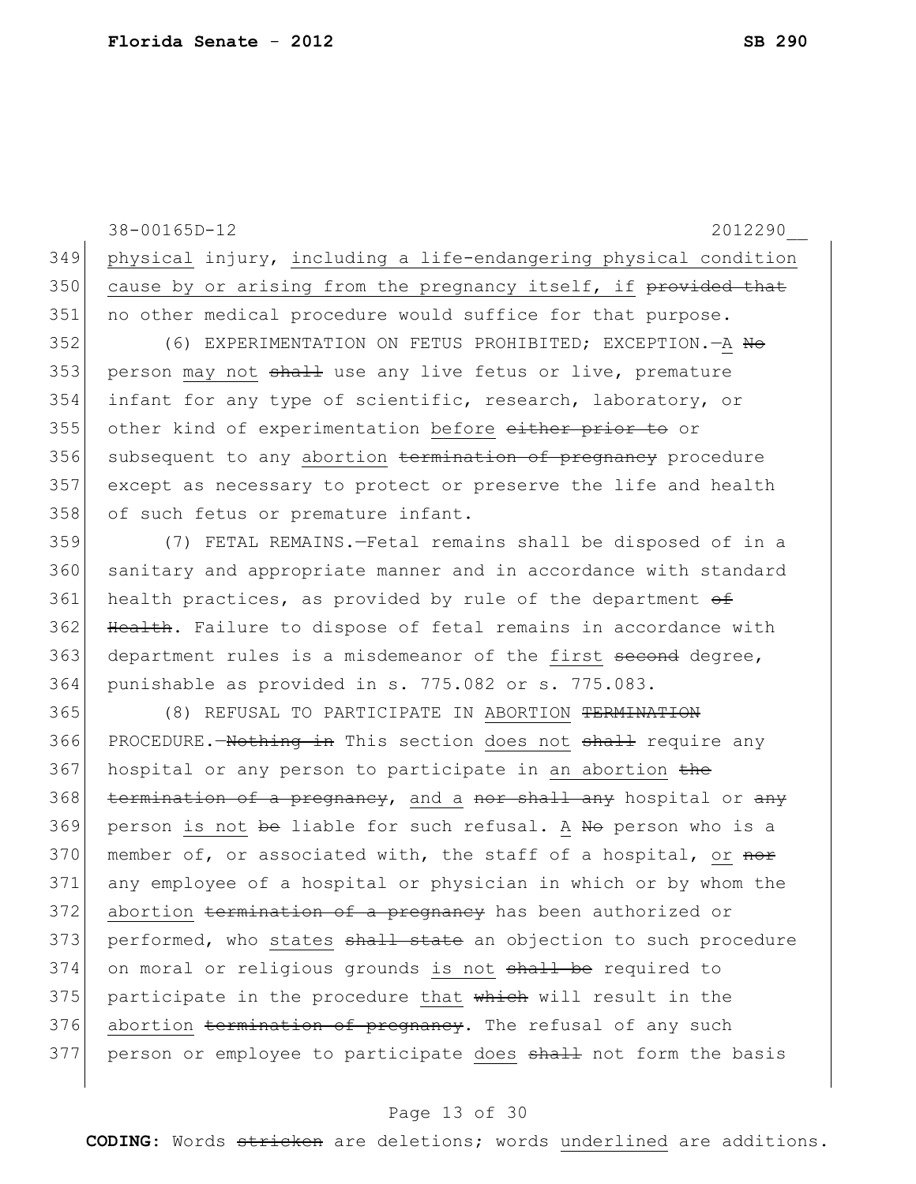physical injury, including a life-endangering physical condition cause by or arising from the pregnancy itself, if ~~provided that~~ no other medical procedure would suffice for that purpose.

(6) EXPERIMENTATION ON FETUS PROHIBITED; EXCEPTION.—A ~~No~~ person may not ~~shall~~ use any live fetus or live, premature infant for any type of scientific, research, laboratory, or other kind of experimentation before ~~either prior to~~ or subsequent to any abortion ~~termination of pregnancy~~ procedure except as necessary to protect or preserve the life and health of such fetus or premature infant.

(7) FETAL REMAINS.—Fetal remains shall be disposed of in a sanitary and appropriate manner and in accordance with standard health practices, as provided by rule of the department ~~of Health~~. Failure to dispose of fetal remains in accordance with department rules is a misdemeanor of the first ~~second~~ degree, punishable as provided in s. 775.082 or s. 775.083.

(8) REFUSAL TO PARTICIPATE IN ABORTION ~~TERMINATION~~ PROCEDURE.—~~Nothing in~~ This section does not ~~shall~~ require any hospital or any person to participate in an abortion ~~the termination of a pregnancy~~, and a ~~nor shall any~~ hospital or ~~any~~ person is not ~~be~~ liable for such refusal. A ~~No~~ person who is a member of, or associated with, the staff of a hospital, or ~~nor~~ any employee of a hospital or physician in which or by whom the abortion ~~termination of a pregnancy~~ has been authorized or performed, who states ~~shall state~~ an objection to such procedure on moral or religious grounds is not ~~shall be~~ required to participate in the procedure that ~~which~~ will result in the abortion ~~termination of pregnancy~~. The refusal of any such person or employee to participate does ~~shall~~ not form the basis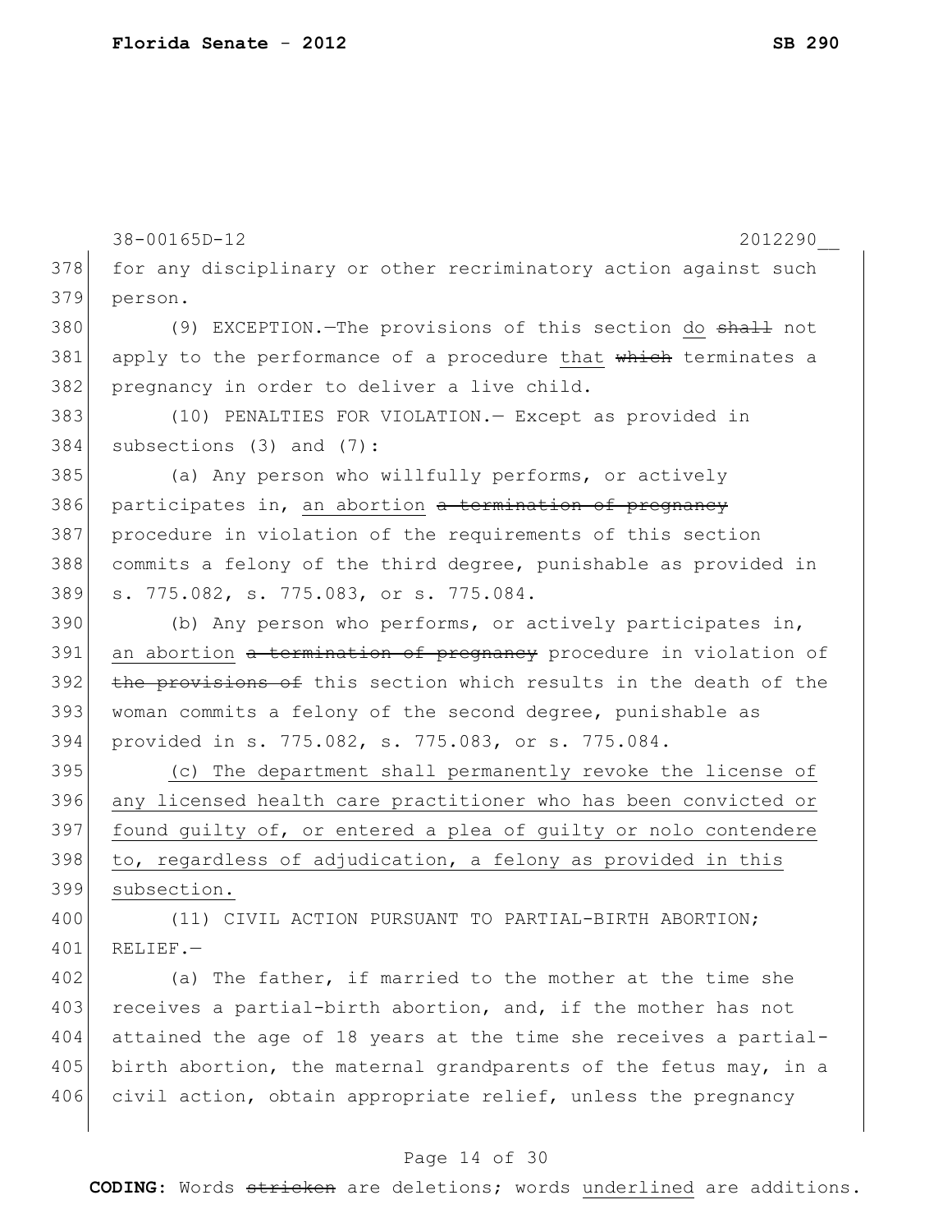for any disciplinary or other recriminatory action against such person.

(9) EXCEPTION.—The provisions of this section do ~~shall~~ not apply to the performance of a procedure that ~~which~~ terminates a pregnancy in order to deliver a live child.

(10) PENALTIES FOR VIOLATION.— Except as provided in subsections (3) and (7):

(a) Any person who willfully performs, or actively participates in, an abortion ~~a termination of pregnancy~~ procedure in violation of the requirements of this section commits a felony of the third degree, punishable as provided in s. 775.082, s. 775.083, or s. 775.084.

(b) Any person who performs, or actively participates in, an abortion ~~a termination of pregnancy~~ procedure in violation of ~~the provisions of~~ this section which results in the death of the woman commits a felony of the second degree, punishable as provided in s. 775.082, s. 775.083, or s. 775.084.

<u>(c) The department shall permanently revoke the license of any licensed health care practitioner who has been convicted or found guilty of, or entered a plea of guilty or nolo contendere to, regardless of adjudication, a felony as provided in this subsection.</u>

(11) CIVIL ACTION PURSUANT TO PARTIAL-BIRTH ABORTION; RELIEF.—

(a) The father, if married to the mother at the time she receives a partial-birth abortion, and, if the mother has not attained the age of 18 years at the time she receives a partial-birth abortion, the maternal grandparents of the fetus may, in a civil action, obtain appropriate relief, unless the pregnancy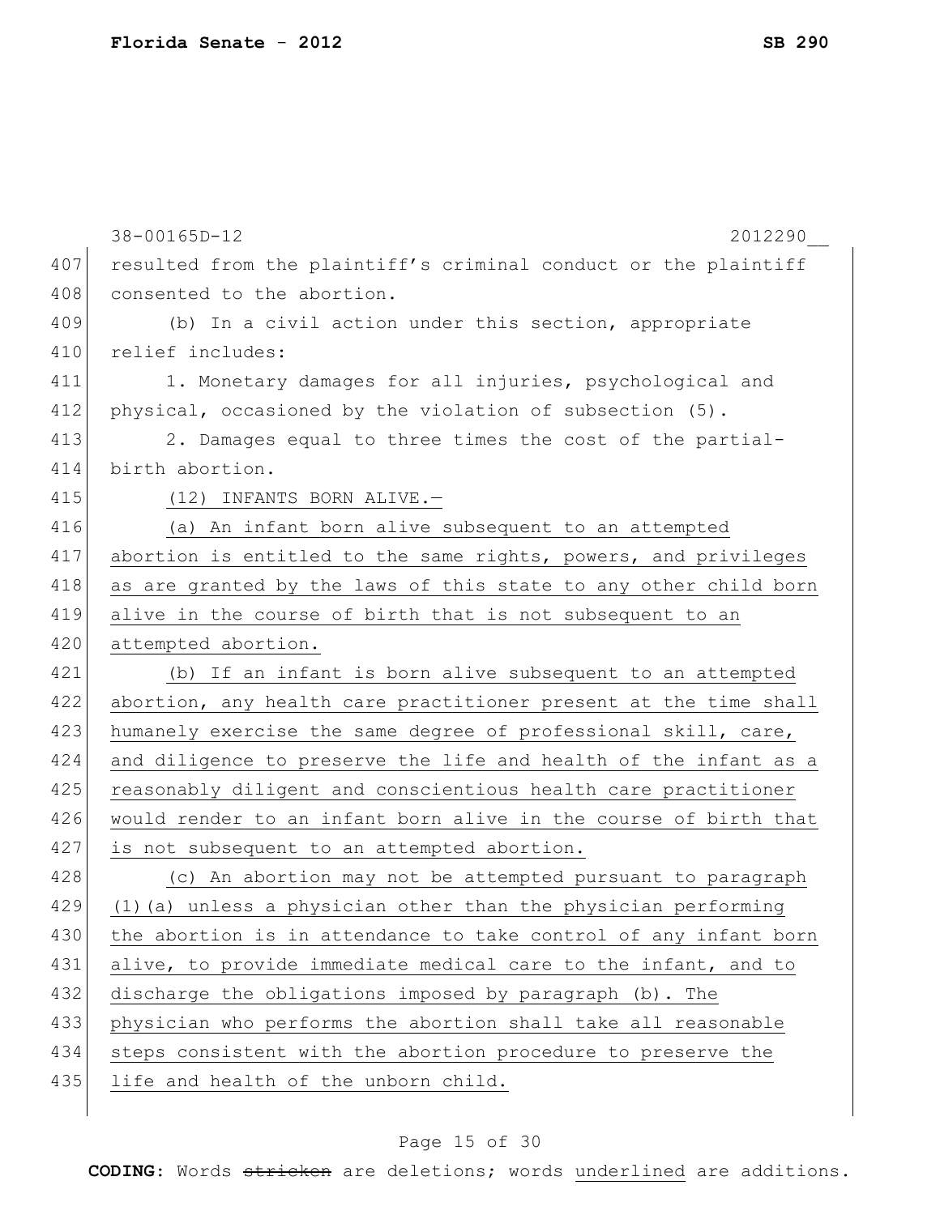resulted from the plaintiff's criminal conduct or the plaintiff consented to the abortion.

(b) In a civil action under this section, appropriate relief includes:

1. Monetary damages for all injuries, psychological and physical, occasioned by the violation of subsection (5).

2. Damages equal to three times the cost of the partial-birth abortion.

<u>(12) INFANTS BORN ALIVE.—</u>

<u>(a) An infant born alive subsequent to an attempted abortion is entitled to the same rights, powers, and privileges as are granted by the laws of this state to any other child born alive in the course of birth that is not subsequent to an attempted abortion.</u>

<u>(b) If an infant is born alive subsequent to an attempted abortion, any health care practitioner present at the time shall humanely exercise the same degree of professional skill, care, and diligence to preserve the life and health of the infant as a reasonably diligent and conscientious health care practitioner would render to an infant born alive in the course of birth that is not subsequent to an attempted abortion.</u>

<u>(c) An abortion may not be attempted pursuant to paragraph (1)(a) unless a physician other than the physician performing the abortion is in attendance to take control of any infant born alive, to provide immediate medical care to the infant, and to discharge the obligations imposed by paragraph (b). The physician who performs the abortion shall take all reasonable steps consistent with the abortion procedure to preserve the life and health of the unborn child.</u>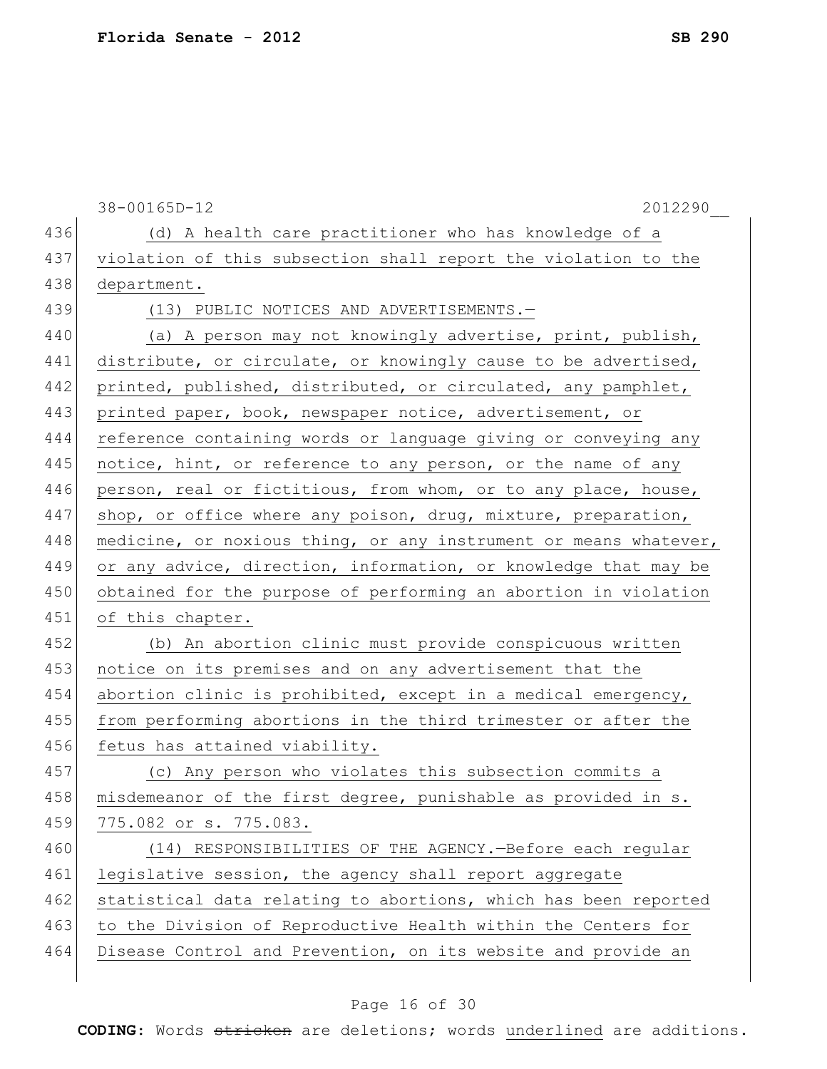(d) A health care practitioner who has knowledge of a violation of this subsection shall report the violation to the department.

(13) PUBLIC NOTICES AND ADVERTISEMENTS.—

(a) A person may not knowingly advertise, print, publish, distribute, or circulate, or knowingly cause to be advertised, printed, published, distributed, or circulated, any pamphlet, printed paper, book, newspaper notice, advertisement, or reference containing words or language giving or conveying any notice, hint, or reference to any person, or the name of any person, real or fictitious, from whom, or to any place, house, shop, or office where any poison, drug, mixture, preparation, medicine, or noxious thing, or any instrument or means whatever, or any advice, direction, information, or knowledge that may be obtained for the purpose of performing an abortion in violation of this chapter.

(b) An abortion clinic must provide conspicuous written notice on its premises and on any advertisement that the abortion clinic is prohibited, except in a medical emergency, from performing abortions in the third trimester or after the fetus has attained viability.

(c) Any person who violates this subsection commits a misdemeanor of the first degree, punishable as provided in s. 775.082 or s. 775.083.

(14) RESPONSIBILITIES OF THE AGENCY.—Before each regular legislative session, the agency shall report aggregate statistical data relating to abortions, which has been reported to the Division of Reproductive Health within the Centers for Disease Control and Prevention, on its website and provide an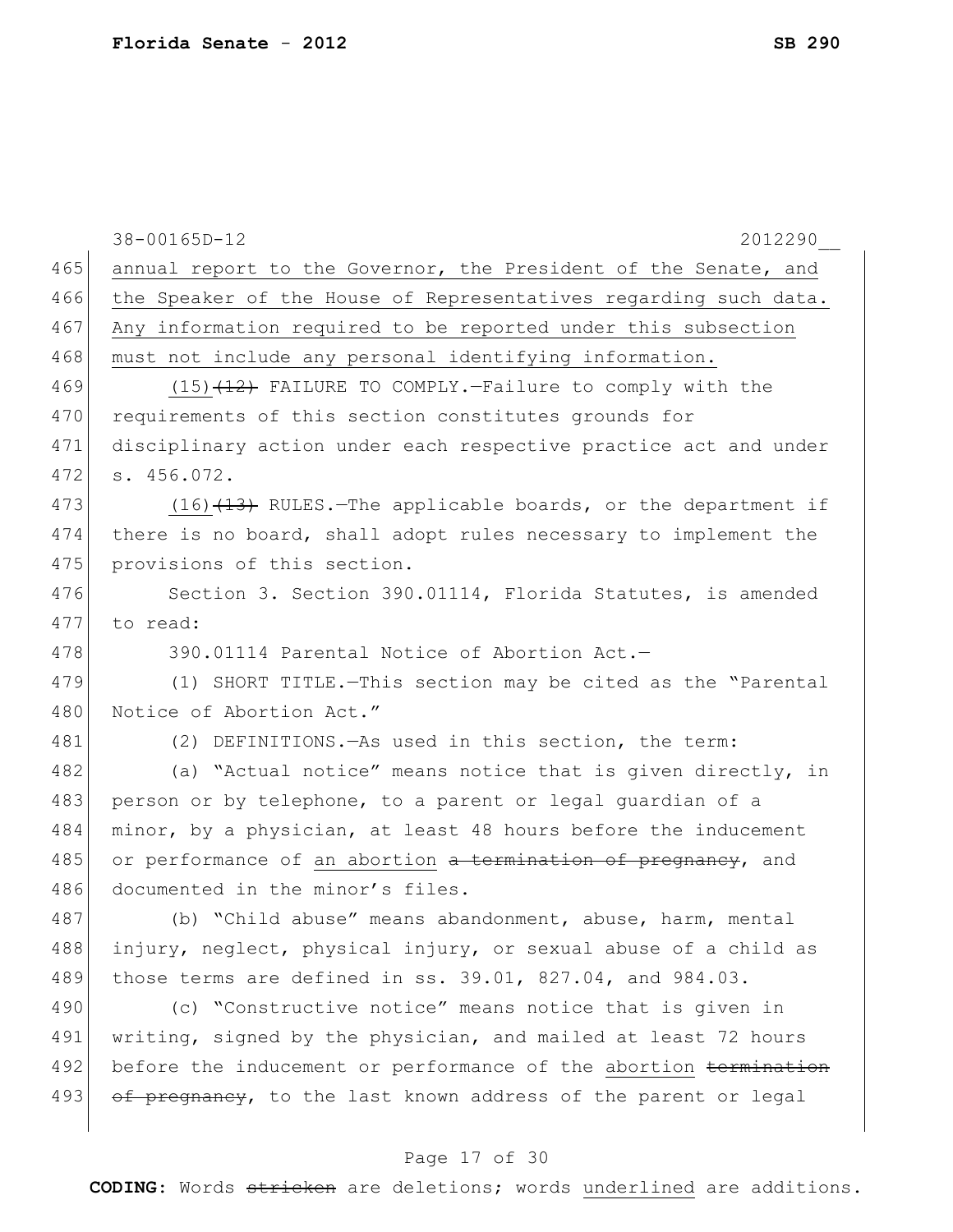annual report to the Governor, the President of the Senate, and the Speaker of the House of Representatives regarding such data. Any information required to be reported under this subsection must not include any personal identifying information.

(15)~~(12)~~ FAILURE TO COMPLY.—Failure to comply with the requirements of this section constitutes grounds for disciplinary action under each respective practice act and under s. 456.072.

(16)~~(13)~~ RULES.—The applicable boards, or the department if there is no board, shall adopt rules necessary to implement the provisions of this section.

Section 3. Section 390.01114, Florida Statutes, is amended to read:

390.01114 Parental Notice of Abortion Act.—

(1) SHORT TITLE.—This section may be cited as the "Parental Notice of Abortion Act."

(2) DEFINITIONS.—As used in this section, the term:

(a) "Actual notice" means notice that is given directly, in person or by telephone, to a parent or legal guardian of a minor, by a physician, at least 48 hours before the inducement or performance of an abortion ~~a termination of pregnancy~~, and documented in the minor's files.

(b) "Child abuse" means abandonment, abuse, harm, mental injury, neglect, physical injury, or sexual abuse of a child as those terms are defined in ss. 39.01, 827.04, and 984.03.

(c) "Constructive notice" means notice that is given in writing, signed by the physician, and mailed at least 72 hours before the inducement or performance of the abortion ~~termination of pregnancy~~, to the last known address of the parent or legal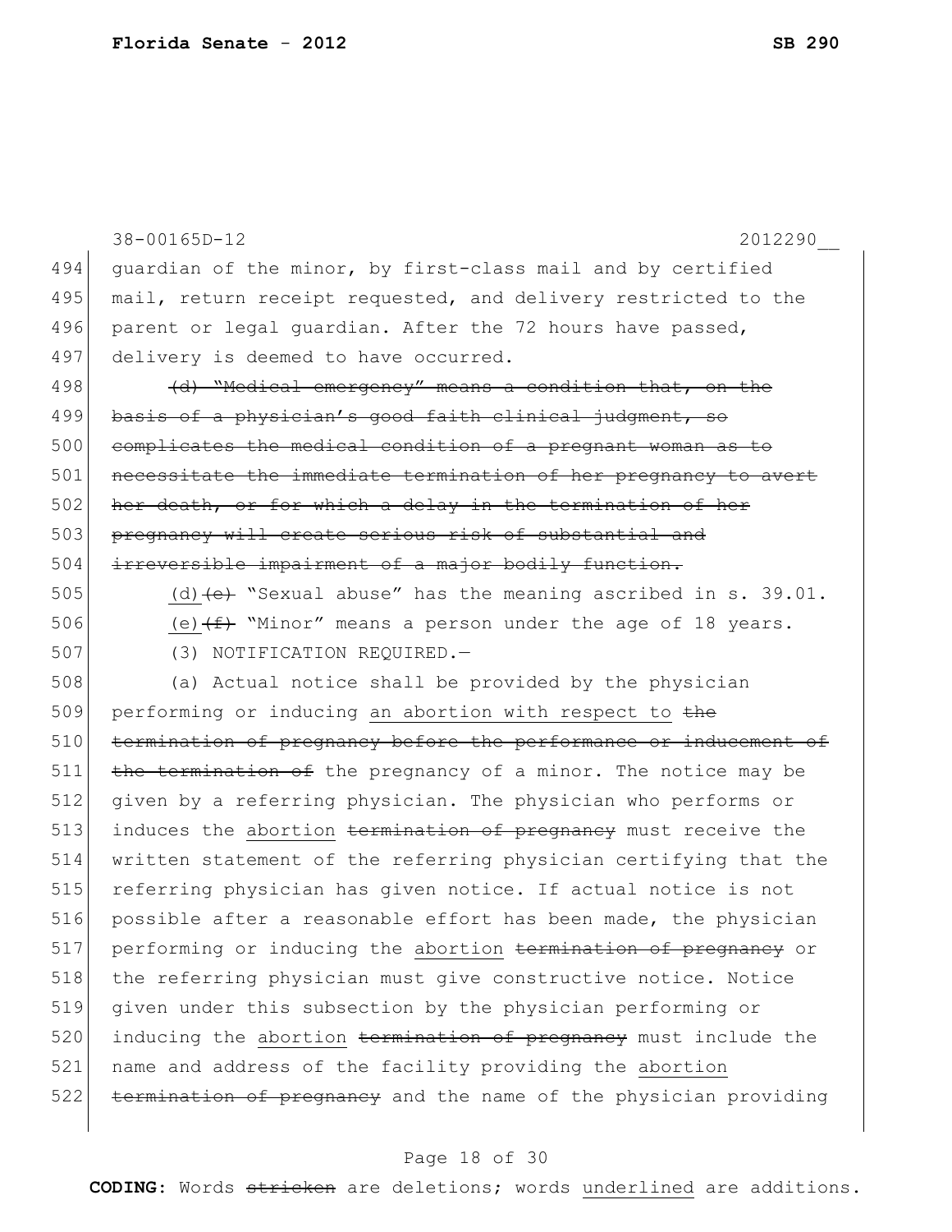guardian of the minor, by first-class mail and by certified mail, return receipt requested, and delivery restricted to the parent or legal guardian. After the 72 hours have passed, delivery is deemed to have occurred.

~~(d) "Medical emergency" means a condition that, on the basis of a physician's good faith clinical judgment, so complicates the medical condition of a pregnant woman as to necessitate the immediate termination of her pregnancy to avert her death, or for which a delay in the termination of her pregnancy will create serious risk of substantial and irreversible impairment of a major bodily function.~~

<u>(d)</u>~~(e)~~ "Sexual abuse" has the meaning ascribed in s. 39.01.

<u>(e)</u>~~(f)~~ "Minor" means a person under the age of 18 years.

(3) NOTIFICATION REQUIRED.—

(a) Actual notice shall be provided by the physician performing or inducing <u>an abortion with respect to</u> ~~the termination of pregnancy before the performance or inducement of the termination of~~ the pregnancy of a minor. The notice may be given by a referring physician. The physician who performs or induces the <u>abortion</u> ~~termination of pregnancy~~ must receive the written statement of the referring physician certifying that the referring physician has given notice. If actual notice is not possible after a reasonable effort has been made, the physician performing or inducing the <u>abortion</u> ~~termination of pregnancy~~ or the referring physician must give constructive notice. Notice given under this subsection by the physician performing or inducing the <u>abortion</u> ~~termination of pregnancy~~ must include the name and address of the facility providing the <u>abortion</u> ~~termination of pregnancy~~ and the name of the physician providing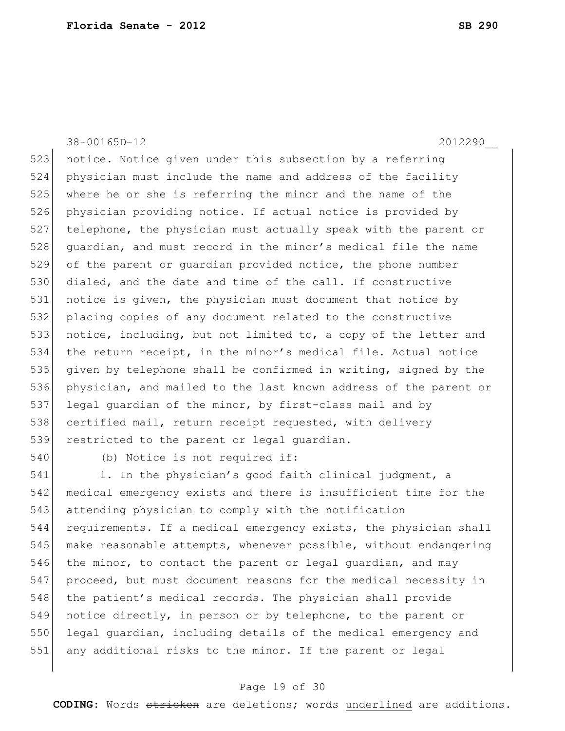notice. Notice given under this subsection by a referring physician must include the name and address of the facility where he or she is referring the minor and the name of the physician providing notice. If actual notice is provided by telephone, the physician must actually speak with the parent or guardian, and must record in the minor's medical file the name of the parent or guardian provided notice, the phone number dialed, and the date and time of the call. If constructive notice is given, the physician must document that notice by placing copies of any document related to the constructive notice, including, but not limited to, a copy of the letter and the return receipt, in the minor's medical file. Actual notice given by telephone shall be confirmed in writing, signed by the physician, and mailed to the last known address of the parent or legal guardian of the minor, by first-class mail and by certified mail, return receipt requested, with delivery restricted to the parent or legal guardian.

(b) Notice is not required if:

1. In the physician's good faith clinical judgment, a medical emergency exists and there is insufficient time for the attending physician to comply with the notification requirements. If a medical emergency exists, the physician shall make reasonable attempts, whenever possible, without endangering the minor, to contact the parent or legal guardian, and may proceed, but must document reasons for the medical necessity in the patient's medical records. The physician shall provide notice directly, in person or by telephone, to the parent or legal guardian, including details of the medical emergency and any additional risks to the minor. If the parent or legal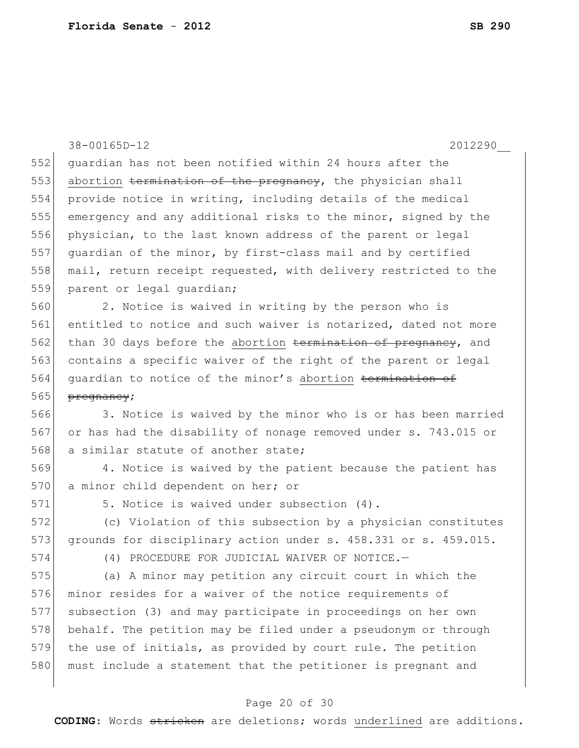guardian has not been notified within 24 hours after the abortion ~~termination of the pregnancy~~, the physician shall provide notice in writing, including details of the medical emergency and any additional risks to the minor, signed by the physician, to the last known address of the parent or legal guardian of the minor, by first-class mail and by certified mail, return receipt requested, with delivery restricted to the parent or legal guardian;

2. Notice is waived in writing by the person who is entitled to notice and such waiver is notarized, dated not more than 30 days before the abortion ~~termination of pregnancy~~, and contains a specific waiver of the right of the parent or legal guardian to notice of the minor's abortion ~~termination of pregnancy~~;

3. Notice is waived by the minor who is or has been married or has had the disability of nonage removed under s. 743.015 or a similar statute of another state;

4. Notice is waived by the patient because the patient has a minor child dependent on her; or

5. Notice is waived under subsection (4).

(c) Violation of this subsection by a physician constitutes grounds for disciplinary action under s. 458.331 or s. 459.015.

(4) PROCEDURE FOR JUDICIAL WAIVER OF NOTICE.—

(a) A minor may petition any circuit court in which the minor resides for a waiver of the notice requirements of subsection (3) and may participate in proceedings on her own behalf. The petition may be filed under a pseudonym or through the use of initials, as provided by court rule. The petition must include a statement that the petitioner is pregnant and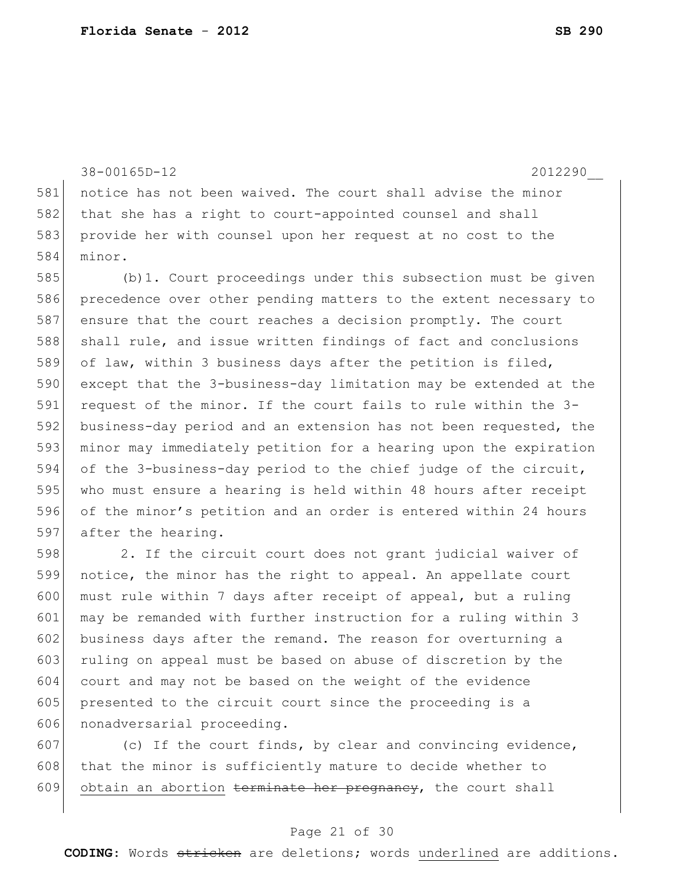notice has not been waived. The court shall advise the minor that she has a right to court-appointed counsel and shall provide her with counsel upon her request at no cost to the minor.

(b)1. Court proceedings under this subsection must be given precedence over other pending matters to the extent necessary to ensure that the court reaches a decision promptly. The court shall rule, and issue written findings of fact and conclusions of law, within 3 business days after the petition is filed, except that the 3-business-day limitation may be extended at the request of the minor. If the court fails to rule within the 3-business-day period and an extension has not been requested, the minor may immediately petition for a hearing upon the expiration of the 3-business-day period to the chief judge of the circuit, who must ensure a hearing is held within 48 hours after receipt of the minor's petition and an order is entered within 24 hours after the hearing.

2. If the circuit court does not grant judicial waiver of notice, the minor has the right to appeal. An appellate court must rule within 7 days after receipt of appeal, but a ruling may be remanded with further instruction for a ruling within 3 business days after the remand. The reason for overturning a ruling on appeal must be based on abuse of discretion by the court and may not be based on the weight of the evidence presented to the circuit court since the proceeding is a nonadversarial proceeding.

(c) If the court finds, by clear and convincing evidence, that the minor is sufficiently mature to decide whether to <u>obtain an abortion</u> ~~terminate her pregnancy~~, the court shall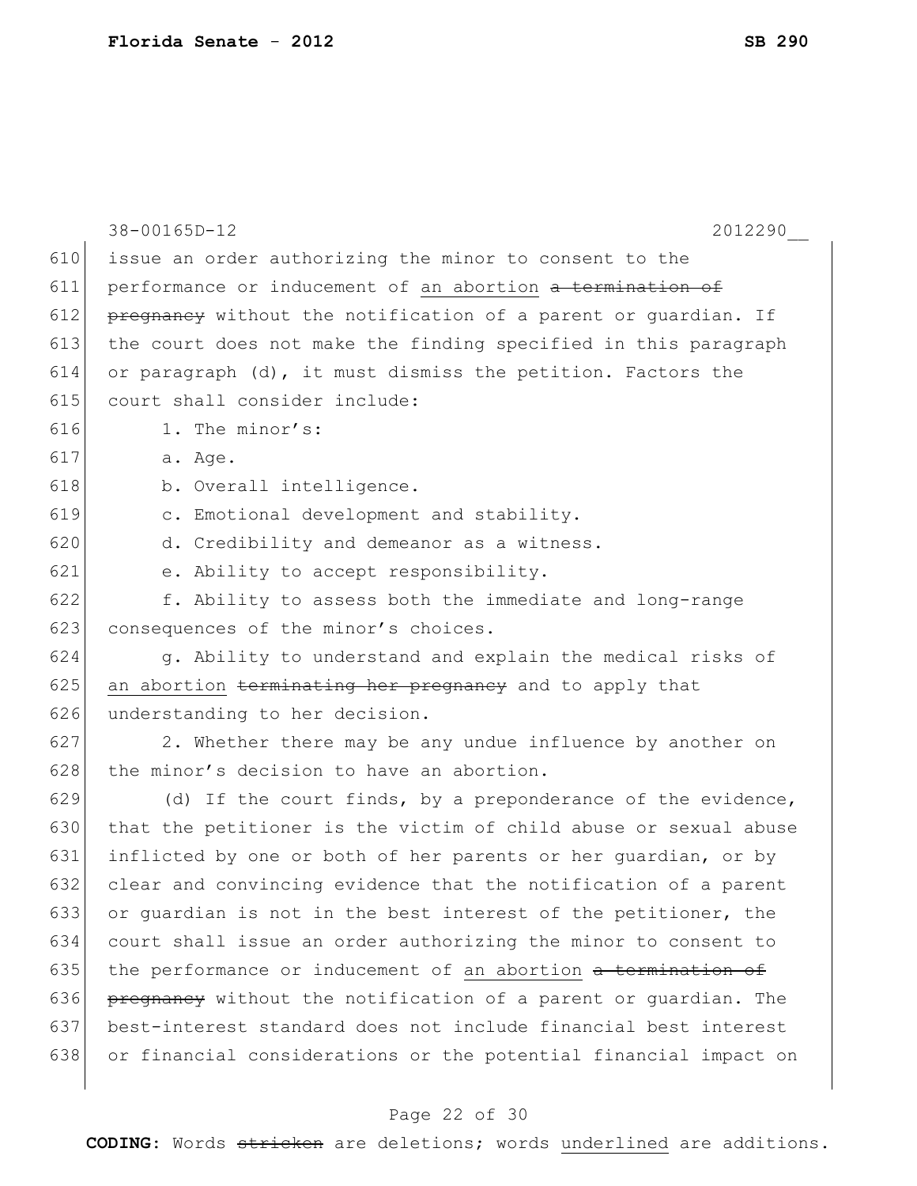issue an order authorizing the minor to consent to the performance or inducement of <u>an abortion</u> ~~a termination of pregnancy~~ without the notification of a parent or guardian. If the court does not make the finding specified in this paragraph or paragraph (d), it must dismiss the petition. Factors the court shall consider include:

1. The minor's:

a. Age.

b. Overall intelligence.

c. Emotional development and stability.

d. Credibility and demeanor as a witness.

e. Ability to accept responsibility.

f. Ability to assess both the immediate and long-range consequences of the minor's choices.

g. Ability to understand and explain the medical risks of <u>an abortion</u> ~~terminating her pregnancy~~ and to apply that understanding to her decision.

2. Whether there may be any undue influence by another on the minor's decision to have an abortion.

(d) If the court finds, by a preponderance of the evidence, that the petitioner is the victim of child abuse or sexual abuse inflicted by one or both of her parents or her guardian, or by clear and convincing evidence that the notification of a parent or guardian is not in the best interest of the petitioner, the court shall issue an order authorizing the minor to consent to the performance or inducement of <u>an abortion</u> ~~a termination of pregnancy~~ without the notification of a parent or guardian. The best-interest standard does not include financial best interest or financial considerations or the potential financial impact on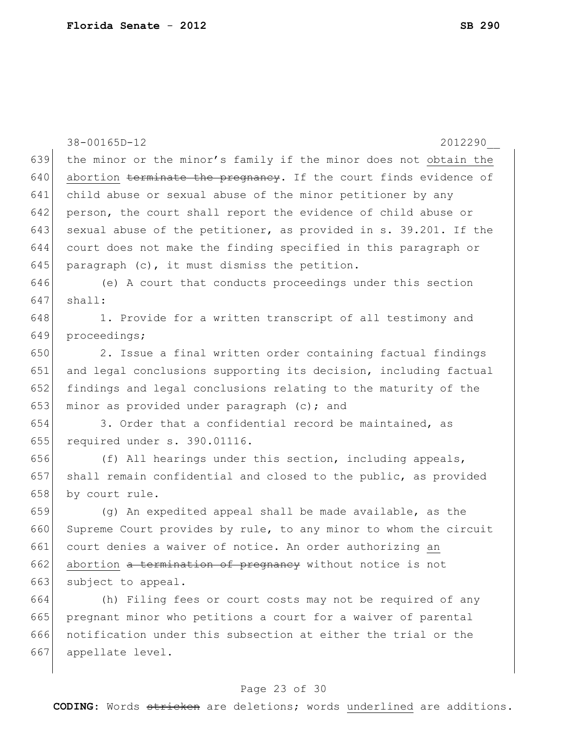the minor or the minor's family if the minor does not <u>obtain the abortion</u> ~~terminate the pregnancy~~. If the court finds evidence of child abuse or sexual abuse of the minor petitioner by any person, the court shall report the evidence of child abuse or sexual abuse of the petitioner, as provided in s. 39.201. If the court does not make the finding specified in this paragraph or paragraph (c), it must dismiss the petition.

(e) A court that conducts proceedings under this section shall:

1. Provide for a written transcript of all testimony and proceedings;

2. Issue a final written order containing factual findings and legal conclusions supporting its decision, including factual findings and legal conclusions relating to the maturity of the minor as provided under paragraph (c); and

3. Order that a confidential record be maintained, as required under s. 390.01116.

(f) All hearings under this section, including appeals, shall remain confidential and closed to the public, as provided by court rule.

(g) An expedited appeal shall be made available, as the Supreme Court provides by rule, to any minor to whom the circuit court denies a waiver of notice. An order authorizing <u>an abortion</u> ~~a termination of pregnancy~~ without notice is not subject to appeal.

(h) Filing fees or court costs may not be required of any pregnant minor who petitions a court for a waiver of parental notification under this subsection at either the trial or the appellate level.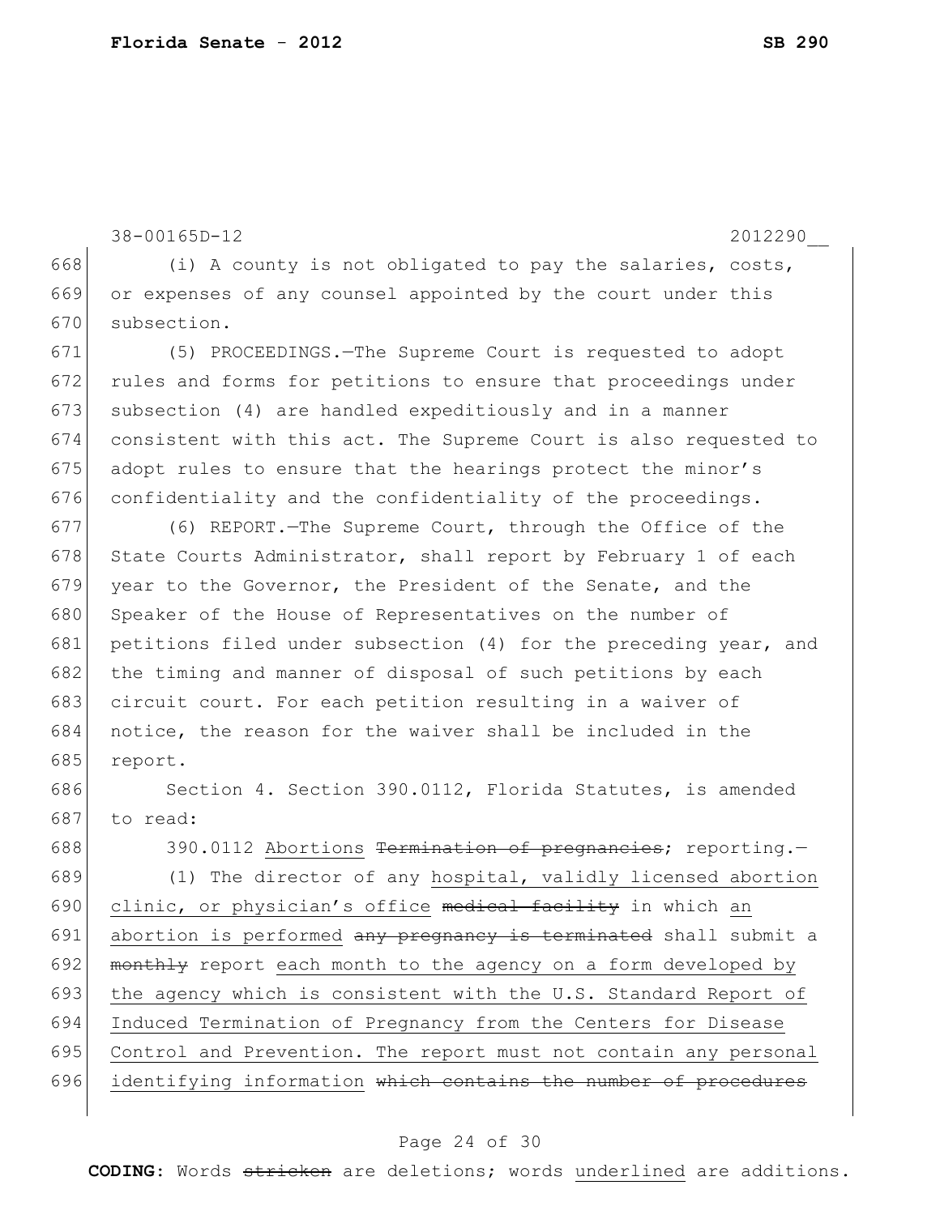(i) A county is not obligated to pay the salaries, costs, or expenses of any counsel appointed by the court under this subsection.

(5) PROCEEDINGS.—The Supreme Court is requested to adopt rules and forms for petitions to ensure that proceedings under subsection (4) are handled expeditiously and in a manner consistent with this act. The Supreme Court is also requested to adopt rules to ensure that the hearings protect the minor's confidentiality and the confidentiality of the proceedings.

(6) REPORT.—The Supreme Court, through the Office of the State Courts Administrator, shall report by February 1 of each year to the Governor, the President of the Senate, and the Speaker of the House of Representatives on the number of petitions filed under subsection (4) for the preceding year, and the timing and manner of disposal of such petitions by each circuit court. For each petition resulting in a waiver of notice, the reason for the waiver shall be included in the report.

Section 4. Section 390.0112, Florida Statutes, is amended to read:

390.0112 <u>Abortions</u> ~~Termination of pregnancies~~; reporting.—

(1) The director of any <u>hospital, validly licensed abortion clinic, or physician's office</u> ~~medical facility~~ in which <u>an abortion is performed</u> ~~any pregnancy is terminated~~ shall submit a ~~monthly~~ report <u>each month to the agency on a form developed by the agency which is consistent with the U.S. Standard Report of Induced Termination of Pregnancy from the Centers for Disease Control and Prevention. The report must not contain any personal identifying information</u> ~~which contains the number of procedures~~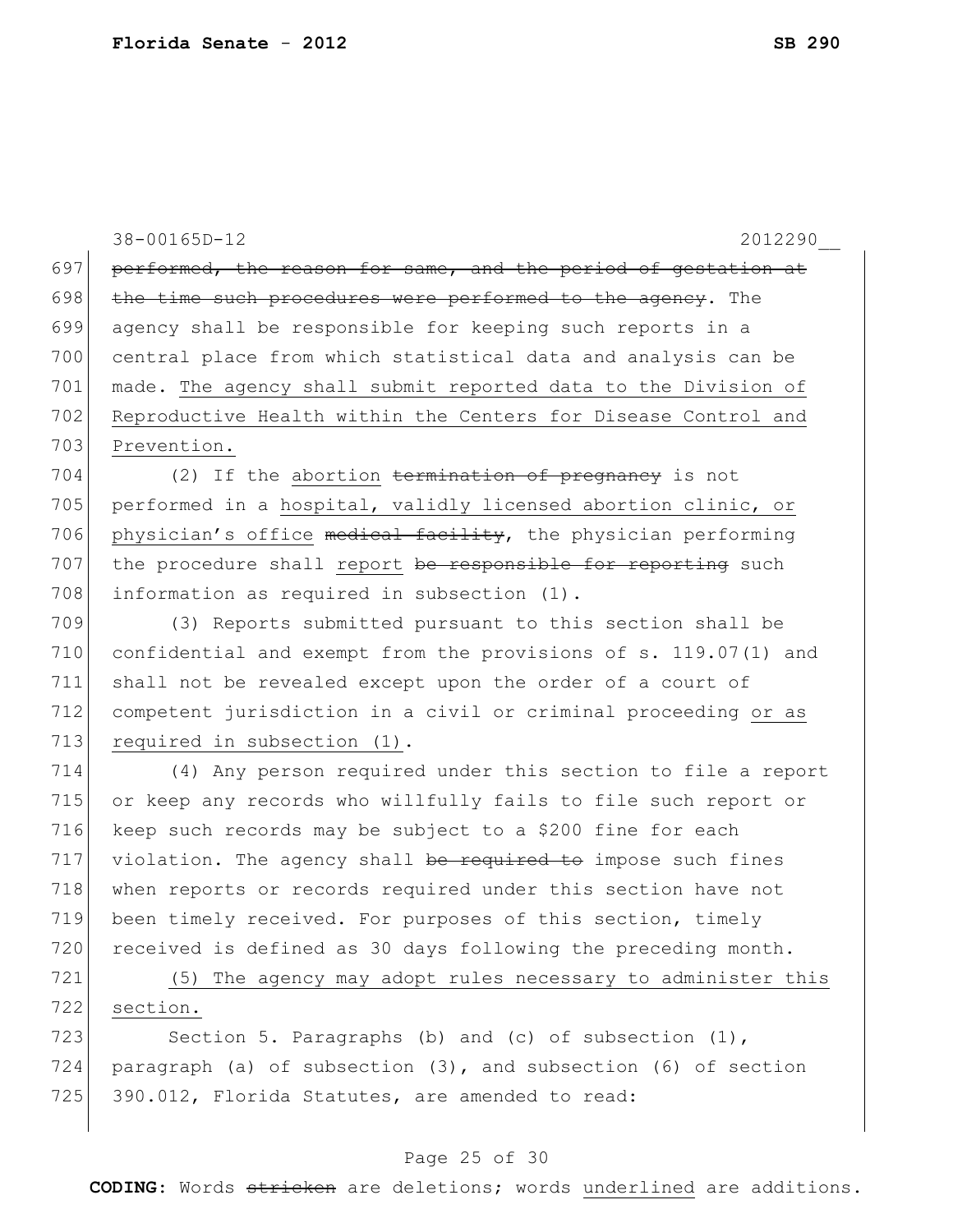performed, the reason for same, and the period of gestation at the time such procedures were performed to the agency. The agency shall be responsible for keeping such reports in a central place from which statistical data and analysis can be made. The agency shall submit reported data to the Division of Reproductive Health within the Centers for Disease Control and Prevention.

(2) If the abortion termination of pregnancy is not performed in a hospital, validly licensed abortion clinic, or physician's office medical facility, the physician performing the procedure shall report be responsible for reporting such information as required in subsection (1).

(3) Reports submitted pursuant to this section shall be confidential and exempt from the provisions of s. 119.07(1) and shall not be revealed except upon the order of a court of competent jurisdiction in a civil or criminal proceeding or as required in subsection (1).

(4) Any person required under this section to file a report or keep any records who willfully fails to file such report or keep such records may be subject to a $200 fine for each violation. The agency shall be required to impose such fines when reports or records required under this section have not been timely received. For purposes of this section, timely received is defined as 30 days following the preceding month.

(5) The agency may adopt rules necessary to administer this section.

Section 5. Paragraphs (b) and (c) of subsection (1), paragraph (a) of subsection (3), and subsection (6) of section 390.012, Florida Statutes, are amended to read: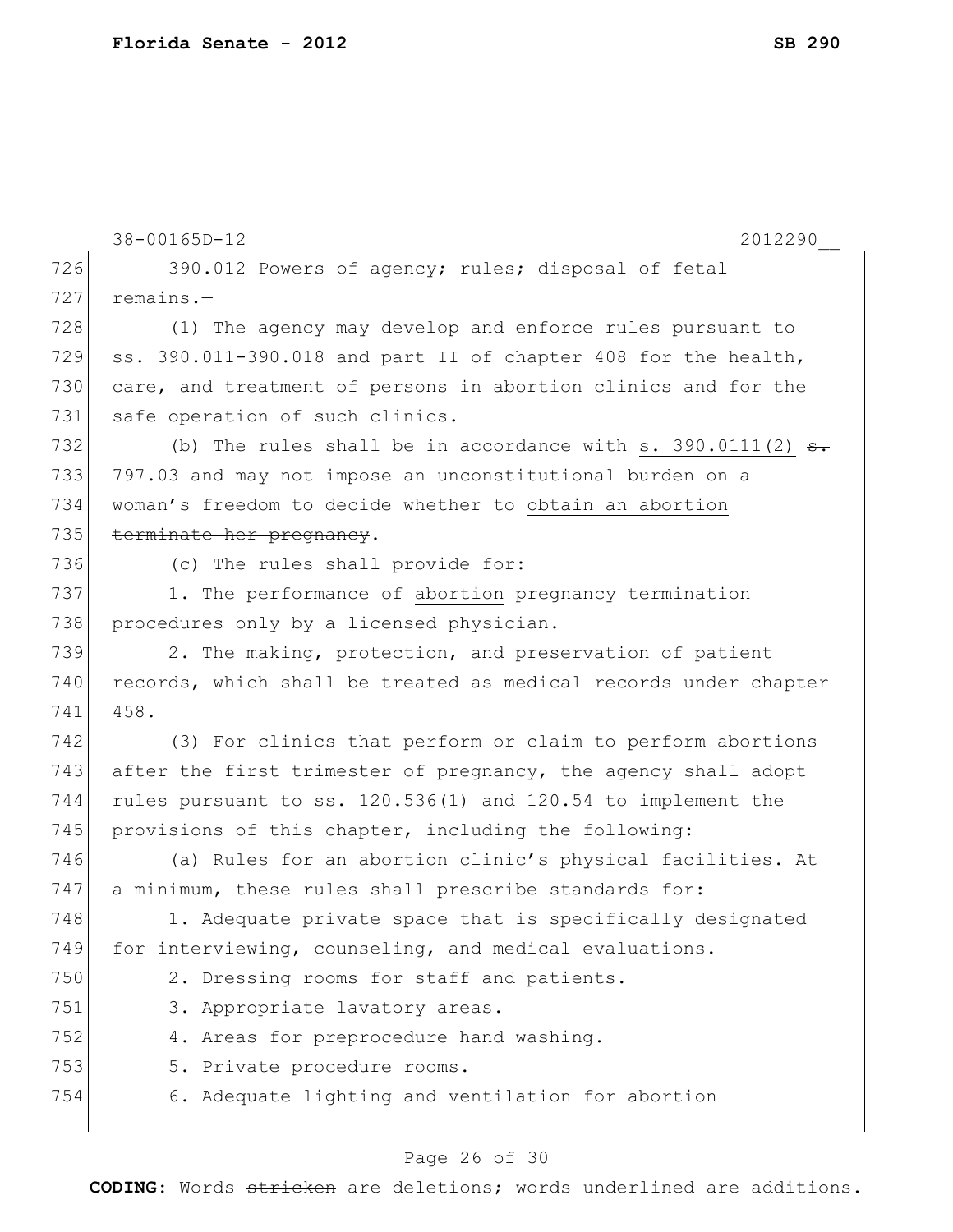38-00165D-12 2012290__

390.012 Powers of agency; rules; disposal of fetal remains.—

(1) The agency may develop and enforce rules pursuant to ss. 390.011-390.018 and part II of chapter 408 for the health, care, and treatment of persons in abortion clinics and for the safe operation of such clinics.

(b) The rules shall be in accordance with <u>s. 390.0111(2)</u> ~~s. 797.03~~ and may not impose an unconstitutional burden on a woman's freedom to decide whether to <u>obtain an abortion</u> ~~terminate her pregnancy~~.

(c) The rules shall provide for:

1. The performance of <u>abortion</u> ~~pregnancy termination~~ procedures only by a licensed physician.

2. The making, protection, and preservation of patient records, which shall be treated as medical records under chapter 458.

(3) For clinics that perform or claim to perform abortions after the first trimester of pregnancy, the agency shall adopt rules pursuant to ss. 120.536(1) and 120.54 to implement the provisions of this chapter, including the following:

(a) Rules for an abortion clinic's physical facilities. At a minimum, these rules shall prescribe standards for:

1. Adequate private space that is specifically designated for interviewing, counseling, and medical evaluations.

2. Dressing rooms for staff and patients.

3. Appropriate lavatory areas.

4. Areas for preprocedure hand washing.

5. Private procedure rooms.

6. Adequate lighting and ventilation for abortion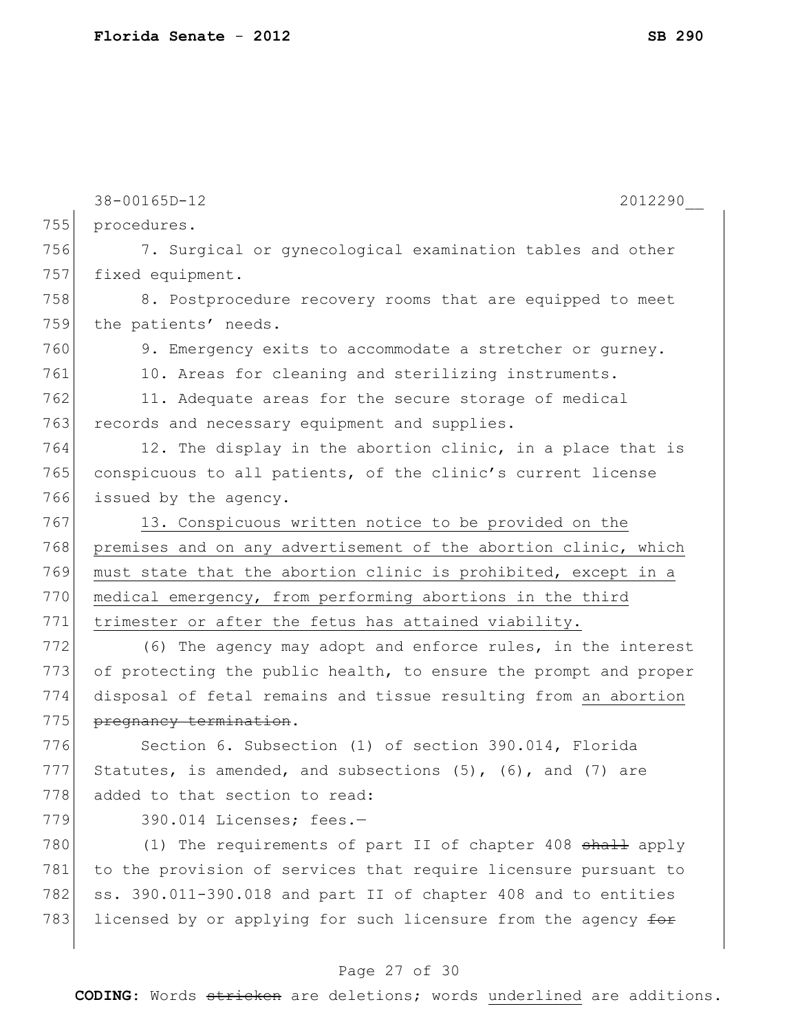procedures.

7. Surgical or gynecological examination tables and other fixed equipment.

8. Postprocedure recovery rooms that are equipped to meet the patients' needs.

9. Emergency exits to accommodate a stretcher or gurney.

10. Areas for cleaning and sterilizing instruments.

11. Adequate areas for the secure storage of medical records and necessary equipment and supplies.

12. The display in the abortion clinic, in a place that is conspicuous to all patients, of the clinic's current license issued by the agency.

<u>13. Conspicuous written notice to be provided on the premises and on any advertisement of the abortion clinic, which must state that the abortion clinic is prohibited, except in a medical emergency, from performing abortions in the third trimester or after the fetus has attained viability.</u>

(6) The agency may adopt and enforce rules, in the interest of protecting the public health, to ensure the prompt and proper disposal of fetal remains and tissue resulting from <u>an abortion</u> ~~pregnancy termination~~.

Section 6. Subsection (1) of section 390.014, Florida Statutes, is amended, and subsections (5), (6), and (7) are added to that section to read:

390.014 Licenses; fees.—

(1) The requirements of part II of chapter 408 ~~shall~~ apply to the provision of services that require licensure pursuant to ss. 390.011-390.018 and part II of chapter 408 and to entities licensed by or applying for such licensure from the agency ~~for~~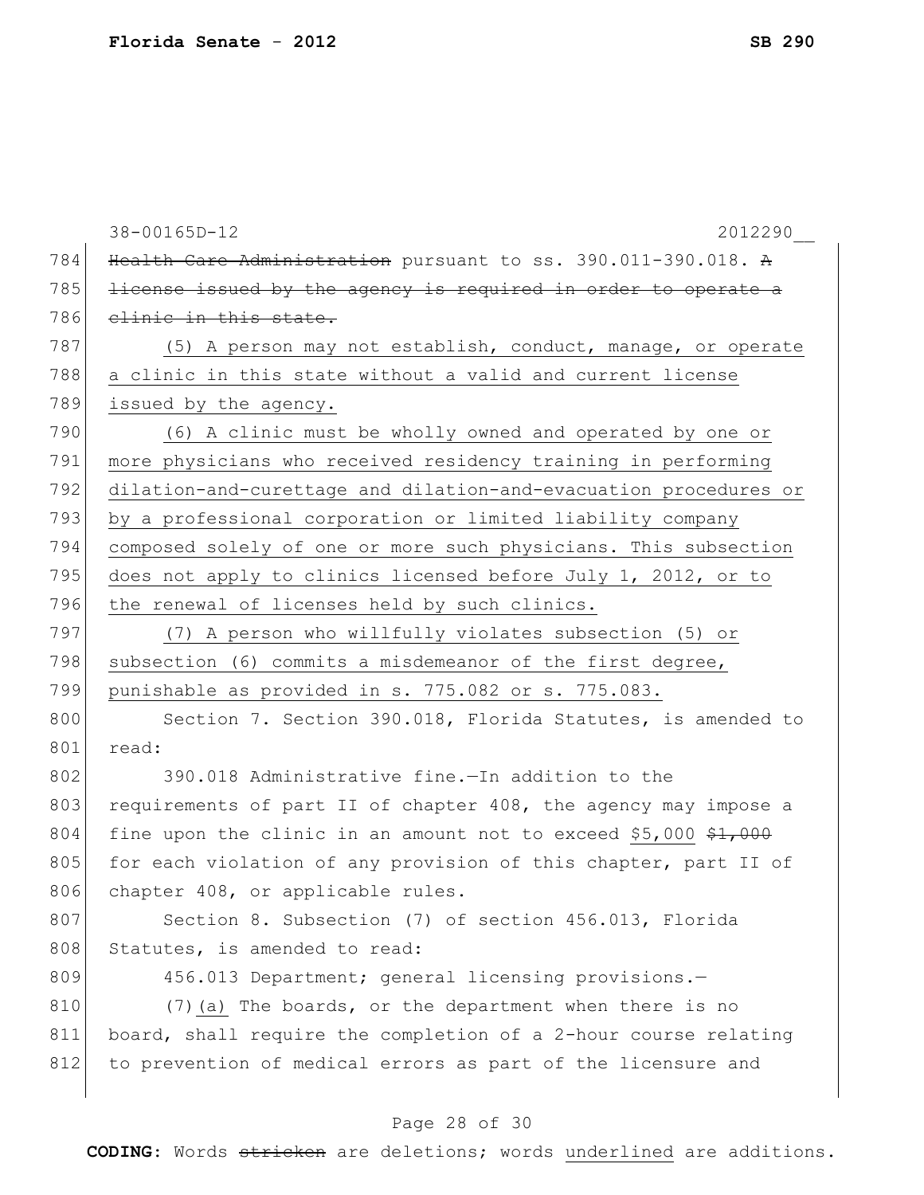~~Health Care Administration~~ pursuant to ss. 390.011-390.018. ~~A license issued by the agency is required in order to operate a clinic in this state.~~

<u>(5) A person may not establish, conduct, manage, or operate a clinic in this state without a valid and current license issued by the agency.</u>

<u>(6) A clinic must be wholly owned and operated by one or more physicians who received residency training in performing dilation-and-curettage and dilation-and-evacuation procedures or by a professional corporation or limited liability company composed solely of one or more such physicians. This subsection does not apply to clinics licensed before July 1, 2012, or to the renewal of licenses held by such clinics.</u>

<u>(7) A person who willfully violates subsection (5) or subsection (6) commits a misdemeanor of the first degree, punishable as provided in s. 775.082 or s. 775.083.</u>

Section 7. Section 390.018, Florida Statutes, is amended to read:

390.018 Administrative fine.—In addition to the requirements of part II of chapter 408, the agency may impose a fine upon the clinic in an amount not to exceed <u>$5,000</u> ~~$1,000~~ for each violation of any provision of this chapter, part II of chapter 408, or applicable rules.

Section 8. Subsection (7) of section 456.013, Florida Statutes, is amended to read:

456.013 Department; general licensing provisions.—

(7)<u>(a)</u> The boards, or the department when there is no board, shall require the completion of a 2-hour course relating to prevention of medical errors as part of the licensure and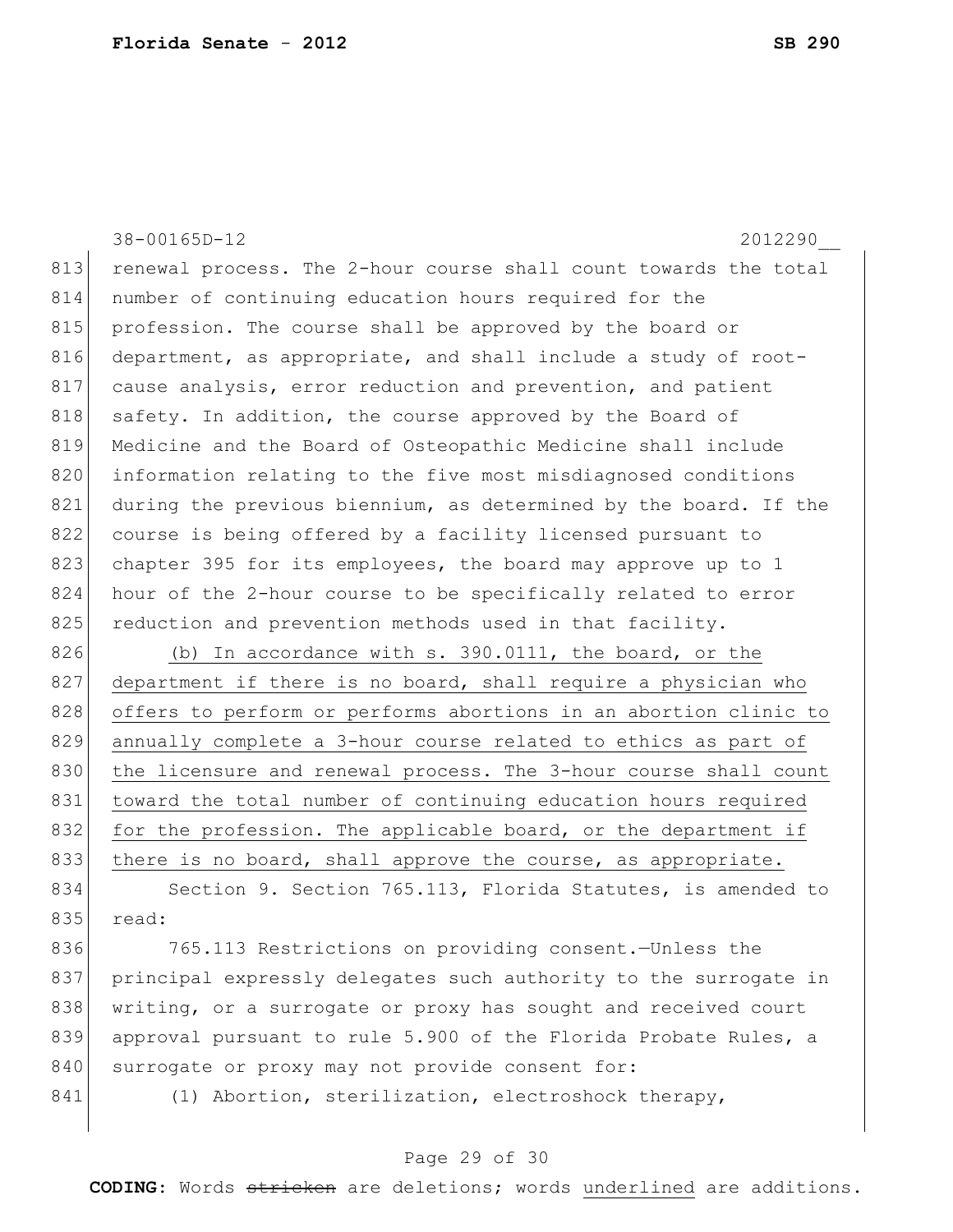renewal process. The 2-hour course shall count towards the total number of continuing education hours required for the profession. The course shall be approved by the board or department, as appropriate, and shall include a study of root-cause analysis, error reduction and prevention, and patient safety. In addition, the course approved by the Board of Medicine and the Board of Osteopathic Medicine shall include information relating to the five most misdiagnosed conditions during the previous biennium, as determined by the board. If the course is being offered by a facility licensed pursuant to chapter 395 for its employees, the board may approve up to 1 hour of the 2-hour course to be specifically related to error reduction and prevention methods used in that facility.

(b) In accordance with s. 390.0111, the board, or the department if there is no board, shall require a physician who offers to perform or performs abortions in an abortion clinic to annually complete a 3-hour course related to ethics as part of the licensure and renewal process. The 3-hour course shall count toward the total number of continuing education hours required for the profession. The applicable board, or the department if there is no board, shall approve the course, as appropriate.

Section 9. Section 765.113, Florida Statutes, is amended to read:

765.113 Restrictions on providing consent.—Unless the principal expressly delegates such authority to the surrogate in writing, or a surrogate or proxy has sought and received court approval pursuant to rule 5.900 of the Florida Probate Rules, a surrogate or proxy may not provide consent for:

(1) Abortion, sterilization, electroshock therapy,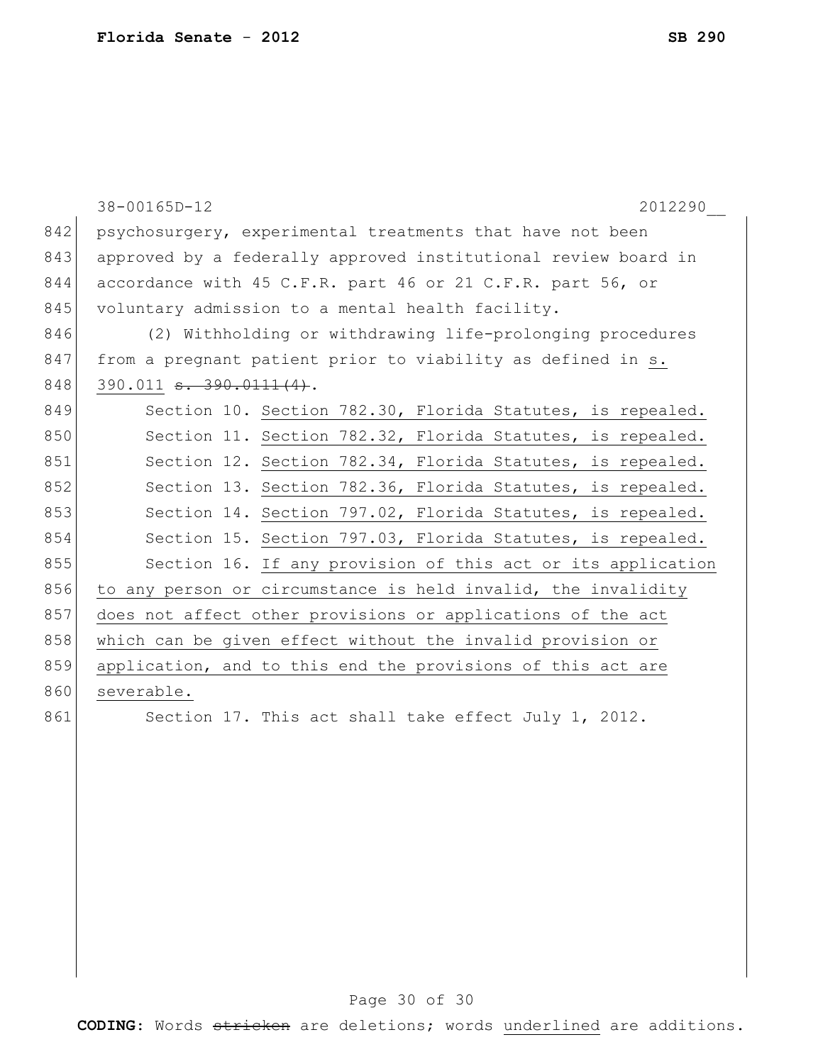psychosurgery, experimental treatments that have not been approved by a federally approved institutional review board in accordance with 45 C.F.R. part 46 or 21 C.F.R. part 56, or voluntary admission to a mental health facility.

(2) Withholding or withdrawing life-prolonging procedures from a pregnant patient prior to viability as defined in s. 390.011 ~~s. 390.0111(4)~~.

Section 10. Section 782.30, Florida Statutes, is repealed.

Section 11. Section 782.32, Florida Statutes, is repealed.

Section 12. Section 782.34, Florida Statutes, is repealed.

Section 13. Section 782.36, Florida Statutes, is repealed.

Section 14. Section 797.02, Florida Statutes, is repealed.

Section 15. Section 797.03, Florida Statutes, is repealed.

Section 16. If any provision of this act or its application to any person or circumstance is held invalid, the invalidity does not affect other provisions or applications of the act which can be given effect without the invalid provision or application, and to this end the provisions of this act are severable.

Section 17. This act shall take effect July 1, 2012.

**CODING:** Words ~~stricken~~ are deletions; words underlined are additions.